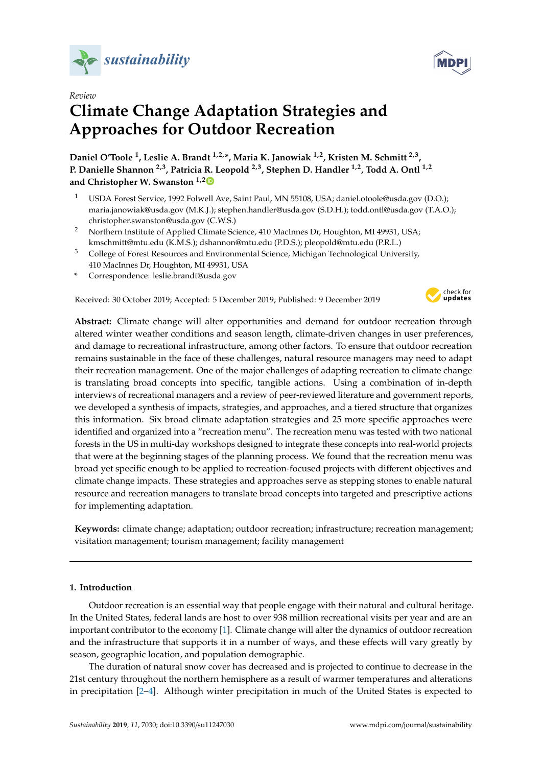*Review*

# Climate Change Adaptation Strategies and Approaches for Outdoor Recreation

**Daniel O'Toole [1], Leslie A. Brandt [1,2,*], Maria K. Janowiak [1,2], Kristen M. Schmitt [2,3], P. Danielle Shannon [2,3], Patricia R. Leopold [2,3], Stephen D. Handler [1,2], Todd A. Ontl [1,2] and Christopher W. Swanston [1,2]**

[1] USDA Forest Service, 1992 Folwell Ave, Saint Paul, MN 55108, USA; daniel.otoole@usda.gov (D.O.); maria.janowiak@usda.gov (M.K.J.); stephen.handler@usda.gov (S.D.H.); todd.ontl@usda.gov (T.A.O.); christopher.swanston@usda.gov (C.W.S.)

[2] Northern Institute of Applied Climate Science, 410 MacInnes Dr, Houghton, MI 49931, USA; kmschmitt@mtu.edu (K.M.S.); dshannon@mtu.edu (P.D.S.); pleopold@mtu.edu (P.R.L.)

[3] College of Forest Resources and Environmental Science, Michigan Technological University, 410 MacInnes Dr, Houghton, MI 49931, USA

\* Correspondence: leslie.brandt@usda.gov

Received: 30 October 2019; Accepted: 5 December 2019; Published: 9 December 2019

**Abstract:** Climate change will alter opportunities and demand for outdoor recreation through altered winter weather conditions and season length, climate-driven changes in user preferences, and damage to recreational infrastructure, among other factors. To ensure that outdoor recreation remains sustainable in the face of these challenges, natural resource managers may need to adapt their recreation management. One of the major challenges of adapting recreation to climate change is translating broad concepts into specific, tangible actions. Using a combination of in-depth interviews of recreational managers and a review of peer-reviewed literature and government reports, we developed a synthesis of impacts, strategies, and approaches, and a tiered structure that organizes this information. Six broad climate adaptation strategies and 25 more specific approaches were identified and organized into a "recreation menu". The recreation menu was tested with two national forests in the US in multi-day workshops designed to integrate these concepts into real-world projects that were at the beginning stages of the planning process. We found that the recreation menu was broad yet specific enough to be applied to recreation-focused projects with different objectives and climate change impacts. These strategies and approaches serve as stepping stones to enable natural resource and recreation managers to translate broad concepts into targeted and prescriptive actions for implementing adaptation.

**Keywords:** climate change; adaptation; outdoor recreation; infrastructure; recreation management; visitation management; tourism management; facility management

## 1. Introduction

Outdoor recreation is an essential way that people engage with their natural and cultural heritage. In the United States, federal lands are host to over 938 million recreational visits per year and are an important contributor to the economy [1]. Climate change will alter the dynamics of outdoor recreation and the infrastructure that supports it in a number of ways, and these effects will vary greatly by season, geographic location, and population demographic.

The duration of natural snow cover has decreased and is projected to continue to decrease in the 21st century throughout the northern hemisphere as a result of warmer temperatures and alterations in precipitation [2–4]. Although winter precipitation in much of the United States is expected to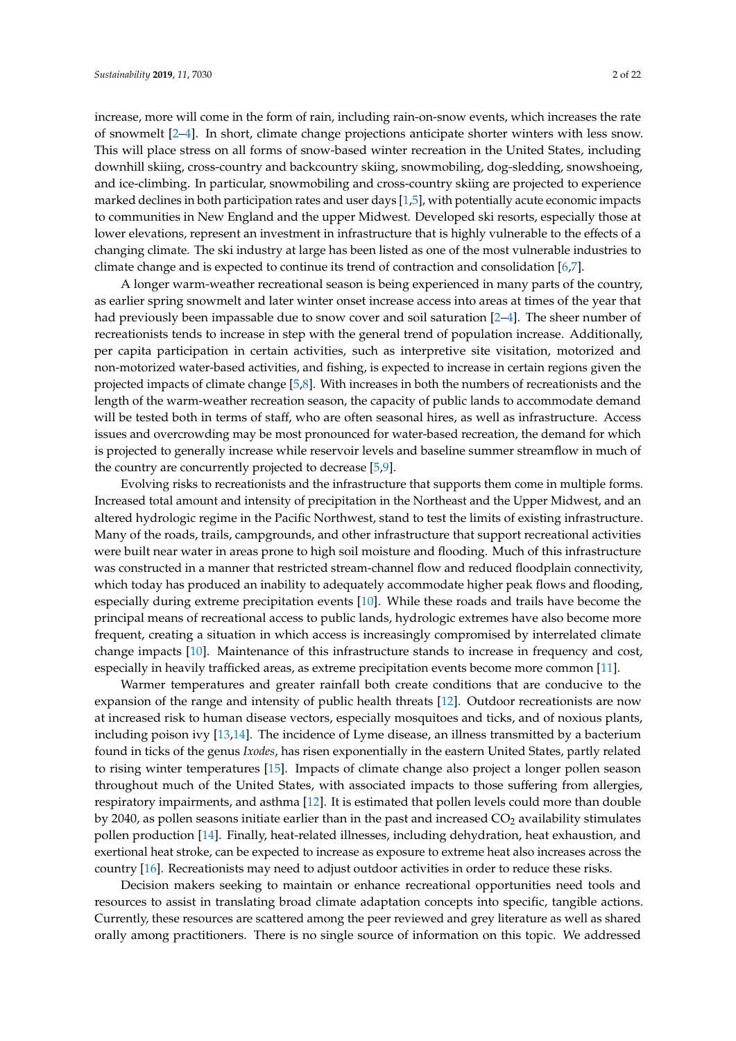increase, more will come in the form of rain, including rain-on-snow events, which increases the rate of snowmelt [2–4]. In short, climate change projections anticipate shorter winters with less snow. This will place stress on all forms of snow-based winter recreation in the United States, including downhill skiing, cross-country and backcountry skiing, snowmobiling, dog-sledding, snowshoeing, and ice-climbing. In particular, snowmobiling and cross-country skiing are projected to experience marked declines in both participation rates and user days [1,5], with potentially acute economic impacts to communities in New England and the upper Midwest. Developed ski resorts, especially those at lower elevations, represent an investment in infrastructure that is highly vulnerable to the effects of a changing climate. The ski industry at large has been listed as one of the most vulnerable industries to climate change and is expected to continue its trend of contraction and consolidation [6,7].

A longer warm-weather recreational season is being experienced in many parts of the country, as earlier spring snowmelt and later winter onset increase access into areas at times of the year that had previously been impassable due to snow cover and soil saturation [2–4]. The sheer number of recreationists tends to increase in step with the general trend of population increase. Additionally, per capita participation in certain activities, such as interpretive site visitation, motorized and non-motorized water-based activities, and fishing, is expected to increase in certain regions given the projected impacts of climate change [5,8]. With increases in both the numbers of recreationists and the length of the warm-weather recreation season, the capacity of public lands to accommodate demand will be tested both in terms of staff, who are often seasonal hires, as well as infrastructure. Access issues and overcrowding may be most pronounced for water-based recreation, the demand for which is projected to generally increase while reservoir levels and baseline summer streamflow in much of the country are concurrently projected to decrease [5,9].

Evolving risks to recreationists and the infrastructure that supports them come in multiple forms. Increased total amount and intensity of precipitation in the Northeast and the Upper Midwest, and an altered hydrologic regime in the Pacific Northwest, stand to test the limits of existing infrastructure. Many of the roads, trails, campgrounds, and other infrastructure that support recreational activities were built near water in areas prone to high soil moisture and flooding. Much of this infrastructure was constructed in a manner that restricted stream-channel flow and reduced floodplain connectivity, which today has produced an inability to adequately accommodate higher peak flows and flooding, especially during extreme precipitation events [10]. While these roads and trails have become the principal means of recreational access to public lands, hydrologic extremes have also become more frequent, creating a situation in which access is increasingly compromised by interrelated climate change impacts [10]. Maintenance of this infrastructure stands to increase in frequency and cost, especially in heavily trafficked areas, as extreme precipitation events become more common [11].

Warmer temperatures and greater rainfall both create conditions that are conducive to the expansion of the range and intensity of public health threats [12]. Outdoor recreationists are now at increased risk to human disease vectors, especially mosquitoes and ticks, and of noxious plants, including poison ivy [13,14]. The incidence of Lyme disease, an illness transmitted by a bacterium found in ticks of the genus *Ixodes*, has risen exponentially in the eastern United States, partly related to rising winter temperatures [15]. Impacts of climate change also project a longer pollen season throughout much of the United States, with associated impacts to those suffering from allergies, respiratory impairments, and asthma [12]. It is estimated that pollen levels could more than double by 2040, as pollen seasons initiate earlier than in the past and increased $CO_2$ availability stimulates pollen production [14]. Finally, heat-related illnesses, including dehydration, heat exhaustion, and exertional heat stroke, can be expected to increase as exposure to extreme heat also increases across the country [16]. Recreationists may need to adjust outdoor activities in order to reduce these risks.

Decision makers seeking to maintain or enhance recreational opportunities need tools and resources to assist in translating broad climate adaptation concepts into specific, tangible actions. Currently, these resources are scattered among the peer reviewed and grey literature as well as shared orally among practitioners. There is no single source of information on this topic. We addressed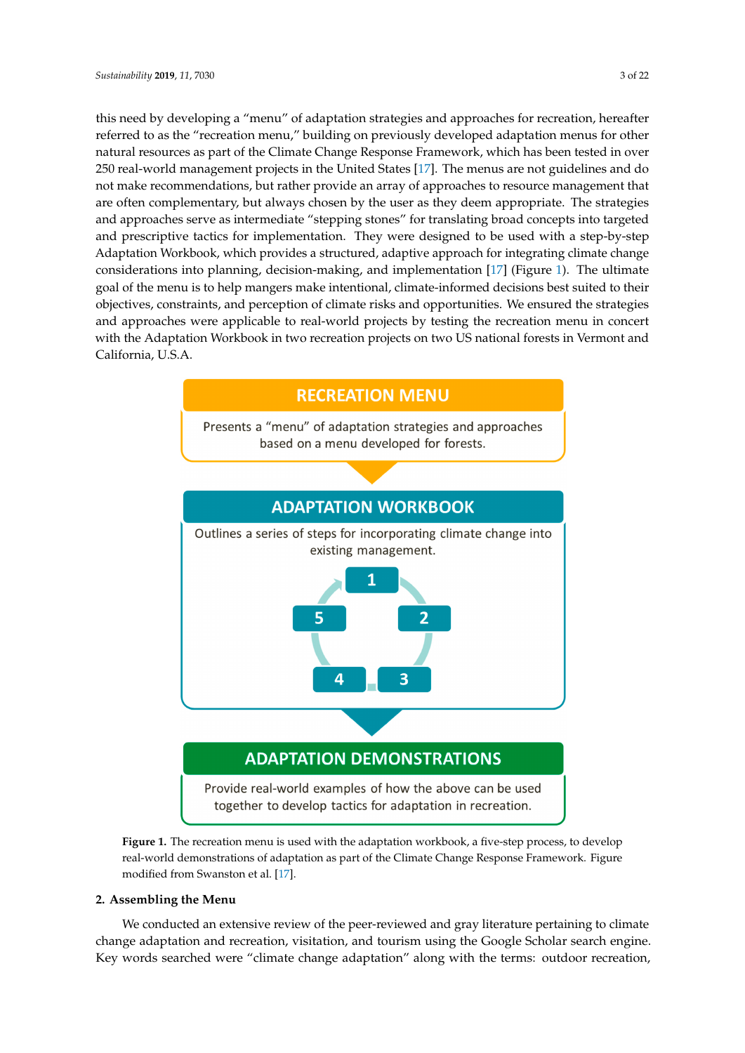this need by developing a "menu" of adaptation strategies and approaches for recreation, hereafter referred to as the "recreation menu," building on previously developed adaptation menus for other natural resources as part of the Climate Change Response Framework, which has been tested in over 250 real-world management projects in the United States [17]. The menus are not guidelines and do not make recommendations, but rather provide an array of approaches to resource management that are often complementary, but always chosen by the user as they deem appropriate. The strategies and approaches serve as intermediate "stepping stones" for translating broad concepts into targeted and prescriptive tactics for implementation. They were designed to be used with a step-by-step Adaptation Workbook, which provides a structured, adaptive approach for integrating climate change considerations into planning, decision-making, and implementation [17] (Figure 1). The ultimate goal of the menu is to help mangers make intentional, climate-informed decisions best suited to their objectives, constraints, and perception of climate risks and opportunities. We ensured the strategies and approaches were applicable to real-world projects by testing the recreation menu in concert with the Adaptation Workbook in two recreation projects on two US national forests in Vermont and California, U.S.A.

**RECREATION MENU**

Presents a "menu" of adaptation strategies and approaches based on a menu developed for forests.

**ADAPTATION WORKBOOK**

Outlines a series of steps for incorporating climate change into existing management.

1 → 2 → 3 → 4 → 5

**ADAPTATION DEMONSTRATIONS**

Provide real-world examples of how the above can be used together to develop tactics for adaptation in recreation.

**Figure 1.** The recreation menu is used with the adaptation workbook, a five-step process, to develop real-world demonstrations of adaptation as part of the Climate Change Response Framework. Figure modified from Swanston et al. [17].

## 2. Assembling the Menu

We conducted an extensive review of the peer-reviewed and gray literature pertaining to climate change adaptation and recreation, visitation, and tourism using the Google Scholar search engine. Key words searched were "climate change adaptation" along with the terms: outdoor recreation,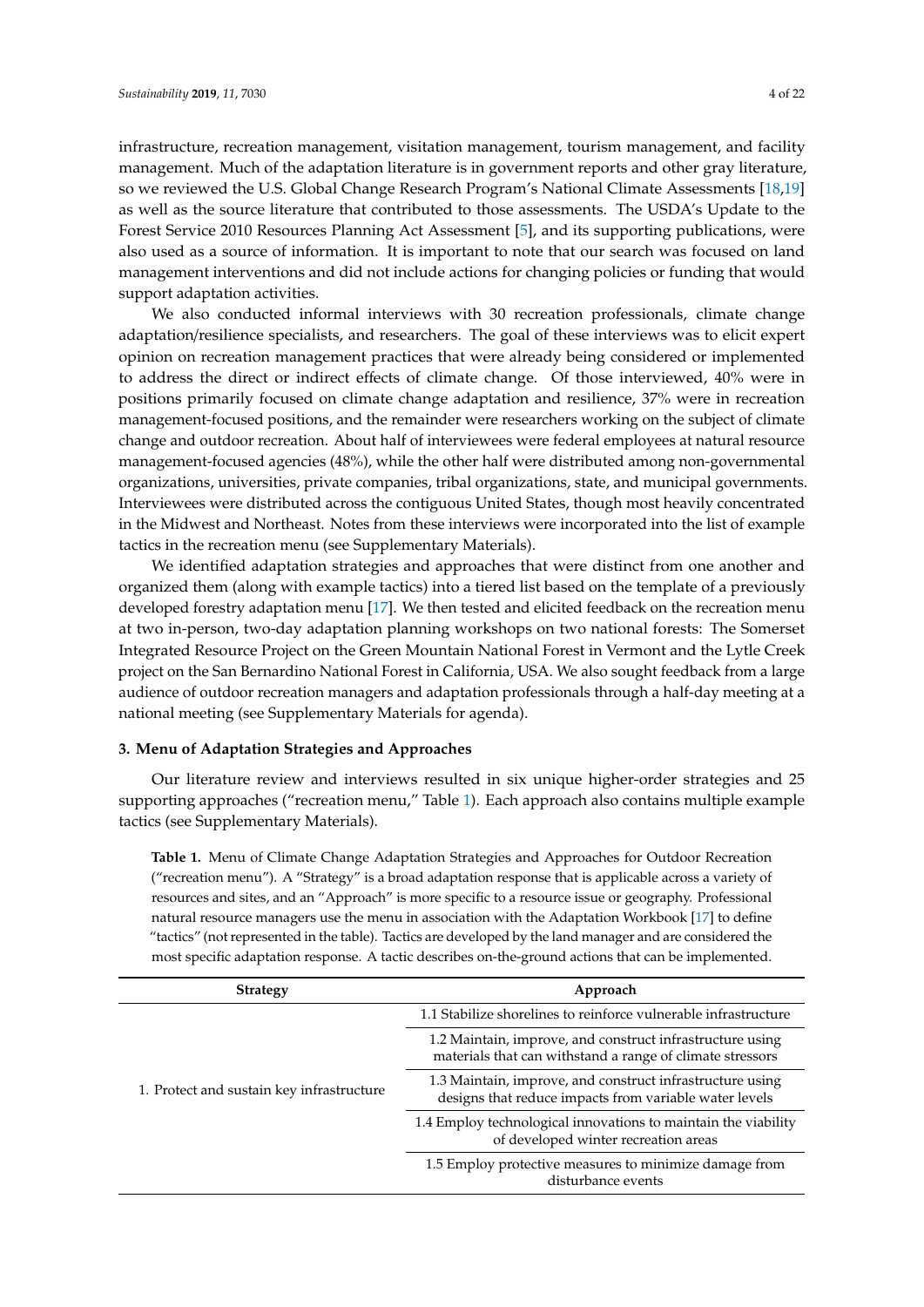infrastructure, recreation management, visitation management, tourism management, and facility management. Much of the adaptation literature is in government reports and other gray literature, so we reviewed the U.S. Global Change Research Program's National Climate Assessments [18,19] as well as the source literature that contributed to those assessments. The USDA's Update to the Forest Service 2010 Resources Planning Act Assessment [5], and its supporting publications, were also used as a source of information. It is important to note that our search was focused on land management interventions and did not include actions for changing policies or funding that would support adaptation activities.

We also conducted informal interviews with 30 recreation professionals, climate change adaptation/resilience specialists, and researchers. The goal of these interviews was to elicit expert opinion on recreation management practices that were already being considered or implemented to address the direct or indirect effects of climate change. Of those interviewed, 40% were in positions primarily focused on climate change adaptation and resilience, 37% were in recreation management-focused positions, and the remainder were researchers working on the subject of climate change and outdoor recreation. About half of interviewees were federal employees at natural resource management-focused agencies (48%), while the other half were distributed among non-governmental organizations, universities, private companies, tribal organizations, state, and municipal governments. Interviewees were distributed across the contiguous United States, though most heavily concentrated in the Midwest and Northeast. Notes from these interviews were incorporated into the list of example tactics in the recreation menu (see Supplementary Materials).

We identified adaptation strategies and approaches that were distinct from one another and organized them (along with example tactics) into a tiered list based on the template of a previously developed forestry adaptation menu [17]. We then tested and elicited feedback on the recreation menu at two in-person, two-day adaptation planning workshops on two national forests: The Somerset Integrated Resource Project on the Green Mountain National Forest in Vermont and the Lytle Creek project on the San Bernardino National Forest in California, USA. We also sought feedback from a large audience of outdoor recreation managers and adaptation professionals through a half-day meeting at a national meeting (see Supplementary Materials for agenda).

### 3. Menu of Adaptation Strategies and Approaches

Our literature review and interviews resulted in six unique higher-order strategies and 25 supporting approaches ("recreation menu," Table 1). Each approach also contains multiple example tactics (see Supplementary Materials).

**Table 1.** Menu of Climate Change Adaptation Strategies and Approaches for Outdoor Recreation ("recreation menu"). A "Strategy" is a broad adaptation response that is applicable across a variety of resources and sites, and an "Approach" is more specific to a resource issue or geography. Professional natural resource managers use the menu in association with the Adaptation Workbook [17] to define "tactics" (not represented in the table). Tactics are developed by the land manager and are considered the most specific adaptation response. A tactic describes on-the-ground actions that can be implemented.

| Strategy | Approach |
|---|---|
| 1. Protect and sustain key infrastructure | 1.1 Stabilize shorelines to reinforce vulnerable infrastructure |
| | 1.2 Maintain, improve, and construct infrastructure using materials that can withstand a range of climate stressors |
| | 1.3 Maintain, improve, and construct infrastructure using designs that reduce impacts from variable water levels |
| | 1.4 Employ technological innovations to maintain the viability of developed winter recreation areas |
| | 1.5 Employ protective measures to minimize damage from disturbance events |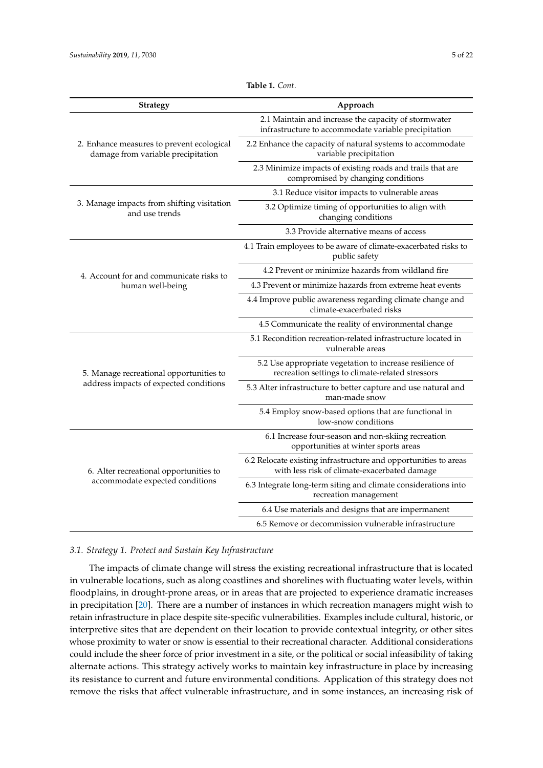**Table 1.** *Cont.*

| Strategy | Approach |
| --- | --- |
| 2. Enhance measures to prevent ecological damage from variable precipitation | 2.1 Maintain and increase the capacity of stormwater infrastructure to accommodate variable precipitation |
| | 2.2 Enhance the capacity of natural systems to accommodate variable precipitation |
| | 2.3 Minimize impacts of existing roads and trails that are compromised by changing conditions |
| 3. Manage impacts from shifting visitation and use trends | 3.1 Reduce visitor impacts to vulnerable areas |
| | 3.2 Optimize timing of opportunities to align with changing conditions |
| | 3.3 Provide alternative means of access |
| 4. Account for and communicate risks to human well-being | 4.1 Train employees to be aware of climate-exacerbated risks to public safety |
| | 4.2 Prevent or minimize hazards from wildland fire |
| | 4.3 Prevent or minimize hazards from extreme heat events |
| | 4.4 Improve public awareness regarding climate change and climate-exacerbated risks |
| | 4.5 Communicate the reality of environmental change |
| 5. Manage recreational opportunities to address impacts of expected conditions | 5.1 Recondition recreation-related infrastructure located in vulnerable areas |
| | 5.2 Use appropriate vegetation to increase resilience of recreation settings to climate-related stressors |
| | 5.3 Alter infrastructure to better capture and use natural and man-made snow |
| | 5.4 Employ snow-based options that are functional in low-snow conditions |
| 6. Alter recreational opportunities to accommodate expected conditions | 6.1 Increase four-season and non-skiing recreation opportunities at winter sports areas |
| | 6.2 Relocate existing infrastructure and opportunities to areas with less risk of climate-exacerbated damage |
| | 6.3 Integrate long-term siting and climate considerations into recreation management |
| | 6.4 Use materials and designs that are impermanent |
| | 6.5 Remove or decommission vulnerable infrastructure |

### *3.1. Strategy 1. Protect and Sustain Key Infrastructure*

The impacts of climate change will stress the existing recreational infrastructure that is located in vulnerable locations, such as along coastlines and shorelines with fluctuating water levels, within floodplains, in drought-prone areas, or in areas that are projected to experience dramatic increases in precipitation [20]. There are a number of instances in which recreation managers might wish to retain infrastructure in place despite site-specific vulnerabilities. Examples include cultural, historic, or interpretive sites that are dependent on their location to provide contextual integrity, or other sites whose proximity to water or snow is essential to their recreational character. Additional considerations could include the sheer force of prior investment in a site, or the political or social infeasibility of taking alternate actions. This strategy actively works to maintain key infrastructure in place by increasing its resistance to current and future environmental conditions. Application of this strategy does not remove the risks that affect vulnerable infrastructure, and in some instances, an increasing risk of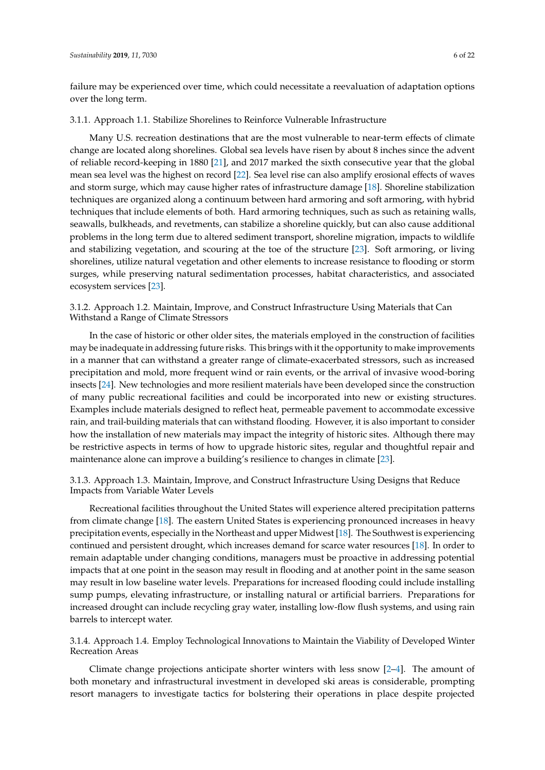failure may be experienced over time, which could necessitate a reevaluation of adaptation options over the long term.

#### 3.1.1. Approach 1.1. Stabilize Shorelines to Reinforce Vulnerable Infrastructure

Many U.S. recreation destinations that are the most vulnerable to near-term effects of climate change are located along shorelines. Global sea levels have risen by about 8 inches since the advent of reliable record-keeping in 1880 [21], and 2017 marked the sixth consecutive year that the global mean sea level was the highest on record [22]. Sea level rise can also amplify erosional effects of waves and storm surge, which may cause higher rates of infrastructure damage [18]. Shoreline stabilization techniques are organized along a continuum between hard armoring and soft armoring, with hybrid techniques that include elements of both. Hard armoring techniques, such as such as retaining walls, seawalls, bulkheads, and revetments, can stabilize a shoreline quickly, but can also cause additional problems in the long term due to altered sediment transport, shoreline migration, impacts to wildlife and stabilizing vegetation, and scouring at the toe of the structure [23]. Soft armoring, or living shorelines, utilize natural vegetation and other elements to increase resistance to flooding or storm surges, while preserving natural sedimentation processes, habitat characteristics, and associated ecosystem services [23].

#### 3.1.2. Approach 1.2. Maintain, Improve, and Construct Infrastructure Using Materials that Can Withstand a Range of Climate Stressors

In the case of historic or other older sites, the materials employed in the construction of facilities may be inadequate in addressing future risks. This brings with it the opportunity to make improvements in a manner that can withstand a greater range of climate-exacerbated stressors, such as increased precipitation and mold, more frequent wind or rain events, or the arrival of invasive wood-boring insects [24]. New technologies and more resilient materials have been developed since the construction of many public recreational facilities and could be incorporated into new or existing structures. Examples include materials designed to reflect heat, permeable pavement to accommodate excessive rain, and trail-building materials that can withstand flooding. However, it is also important to consider how the installation of new materials may impact the integrity of historic sites. Although there may be restrictive aspects in terms of how to upgrade historic sites, regular and thoughtful repair and maintenance alone can improve a building's resilience to changes in climate [23].

#### 3.1.3. Approach 1.3. Maintain, Improve, and Construct Infrastructure Using Designs that Reduce Impacts from Variable Water Levels

Recreational facilities throughout the United States will experience altered precipitation patterns from climate change [18]. The eastern United States is experiencing pronounced increases in heavy precipitation events, especially in the Northeast and upper Midwest [18]. The Southwest is experiencing continued and persistent drought, which increases demand for scarce water resources [18]. In order to remain adaptable under changing conditions, managers must be proactive in addressing potential impacts that at one point in the season may result in flooding and at another point in the same season may result in low baseline water levels. Preparations for increased flooding could include installing sump pumps, elevating infrastructure, or installing natural or artificial barriers. Preparations for increased drought can include recycling gray water, installing low-flow flush systems, and using rain barrels to intercept water.

#### 3.1.4. Approach 1.4. Employ Technological Innovations to Maintain the Viability of Developed Winter Recreation Areas

Climate change projections anticipate shorter winters with less snow [2–4]. The amount of both monetary and infrastructural investment in developed ski areas is considerable, prompting resort managers to investigate tactics for bolstering their operations in place despite projected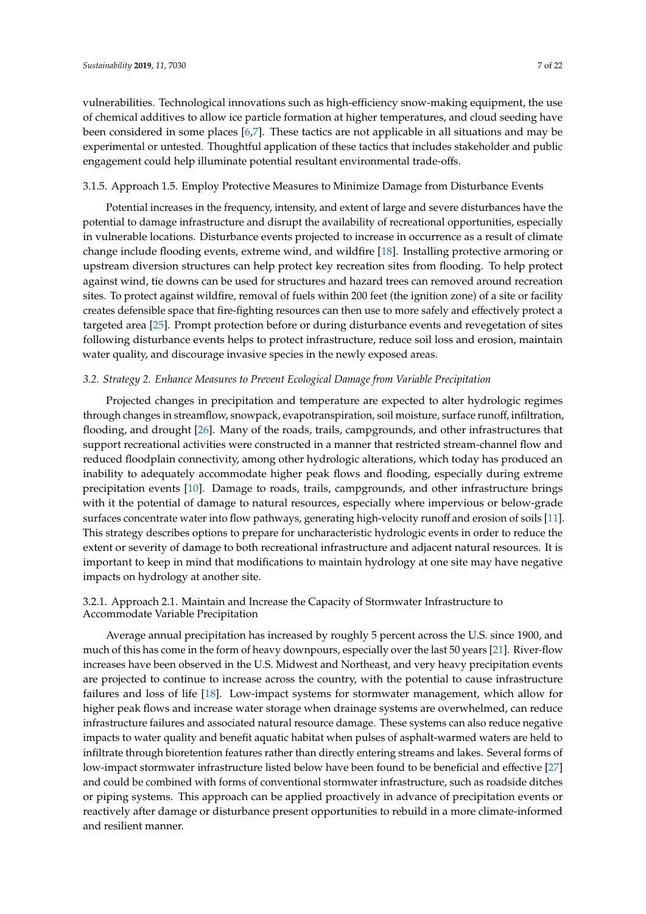vulnerabilities. Technological innovations such as high-efficiency snow-making equipment, the use of chemical additives to allow ice particle formation at higher temperatures, and cloud seeding have been considered in some places [6,7]. These tactics are not applicable in all situations and may be experimental or untested. Thoughtful application of these tactics that includes stakeholder and public engagement could help illuminate potential resultant environmental trade-offs.

#### 3.1.5. Approach 1.5. Employ Protective Measures to Minimize Damage from Disturbance Events

Potential increases in the frequency, intensity, and extent of large and severe disturbances have the potential to damage infrastructure and disrupt the availability of recreational opportunities, especially in vulnerable locations. Disturbance events projected to increase in occurrence as a result of climate change include flooding events, extreme wind, and wildfire [18]. Installing protective armoring or upstream diversion structures can help protect key recreation sites from flooding. To help protect against wind, tie downs can be used for structures and hazard trees can removed around recreation sites. To protect against wildfire, removal of fuels within 200 feet (the ignition zone) of a site or facility creates defensible space that fire-fighting resources can then use to more safely and effectively protect a targeted area [25]. Prompt protection before or during disturbance events and revegetation of sites following disturbance events helps to protect infrastructure, reduce soil loss and erosion, maintain water quality, and discourage invasive species in the newly exposed areas.

### *3.2. Strategy 2. Enhance Measures to Prevent Ecological Damage from Variable Precipitation*

Projected changes in precipitation and temperature are expected to alter hydrologic regimes through changes in streamflow, snowpack, evapotranspiration, soil moisture, surface runoff, infiltration, flooding, and drought [26]. Many of the roads, trails, campgrounds, and other infrastructures that support recreational activities were constructed in a manner that restricted stream-channel flow and reduced floodplain connectivity, among other hydrologic alterations, which today has produced an inability to adequately accommodate higher peak flows and flooding, especially during extreme precipitation events [10]. Damage to roads, trails, campgrounds, and other infrastructure brings with it the potential of damage to natural resources, especially where impervious or below-grade surfaces concentrate water into flow pathways, generating high-velocity runoff and erosion of soils [11]. This strategy describes options to prepare for uncharacteristic hydrologic events in order to reduce the extent or severity of damage to both recreational infrastructure and adjacent natural resources. It is important to keep in mind that modifications to maintain hydrology at one site may have negative impacts on hydrology at another site.

#### 3.2.1. Approach 2.1. Maintain and Increase the Capacity of Stormwater Infrastructure to Accommodate Variable Precipitation

Average annual precipitation has increased by roughly 5 percent across the U.S. since 1900, and much of this has come in the form of heavy downpours, especially over the last 50 years [21]. River-flow increases have been observed in the U.S. Midwest and Northeast, and very heavy precipitation events are projected to continue to increase across the country, with the potential to cause infrastructure failures and loss of life [18]. Low-impact systems for stormwater management, which allow for higher peak flows and increase water storage when drainage systems are overwhelmed, can reduce infrastructure failures and associated natural resource damage. These systems can also reduce negative impacts to water quality and benefit aquatic habitat when pulses of asphalt-warmed waters are held to infiltrate through bioretention features rather than directly entering streams and lakes. Several forms of low-impact stormwater infrastructure listed below have been found to be beneficial and effective [27] and could be combined with forms of conventional stormwater infrastructure, such as roadside ditches or piping systems. This approach can be applied proactively in advance of precipitation events or reactively after damage or disturbance present opportunities to rebuild in a more climate-informed and resilient manner.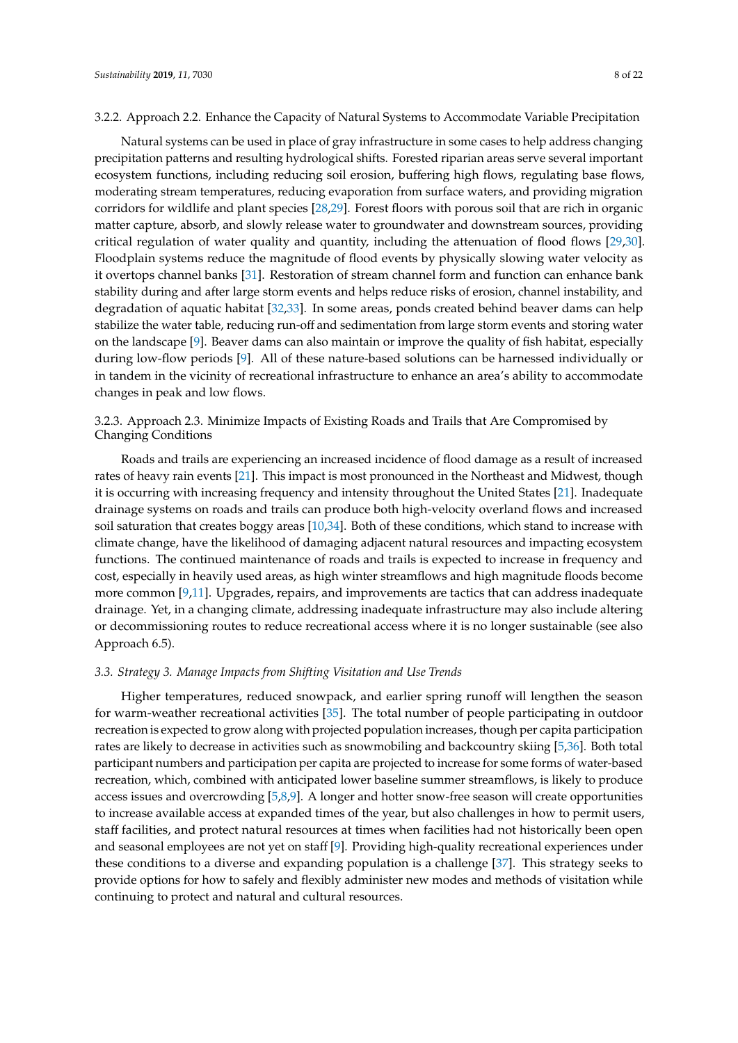#### 3.2.2. Approach 2.2. Enhance the Capacity of Natural Systems to Accommodate Variable Precipitation

Natural systems can be used in place of gray infrastructure in some cases to help address changing precipitation patterns and resulting hydrological shifts. Forested riparian areas serve several important ecosystem functions, including reducing soil erosion, buffering high flows, regulating base flows, moderating stream temperatures, reducing evaporation from surface waters, and providing migration corridors for wildlife and plant species [28,29]. Forest floors with porous soil that are rich in organic matter capture, absorb, and slowly release water to groundwater and downstream sources, providing critical regulation of water quality and quantity, including the attenuation of flood flows [29,30]. Floodplain systems reduce the magnitude of flood events by physically slowing water velocity as it overtops channel banks [31]. Restoration of stream channel form and function can enhance bank stability during and after large storm events and helps reduce risks of erosion, channel instability, and degradation of aquatic habitat [32,33]. In some areas, ponds created behind beaver dams can help stabilize the water table, reducing run-off and sedimentation from large storm events and storing water on the landscape [9]. Beaver dams can also maintain or improve the quality of fish habitat, especially during low-flow periods [9]. All of these nature-based solutions can be harnessed individually or in tandem in the vicinity of recreational infrastructure to enhance an area's ability to accommodate changes in peak and low flows.

#### 3.2.3. Approach 2.3. Minimize Impacts of Existing Roads and Trails that Are Compromised by Changing Conditions

Roads and trails are experiencing an increased incidence of flood damage as a result of increased rates of heavy rain events [21]. This impact is most pronounced in the Northeast and Midwest, though it is occurring with increasing frequency and intensity throughout the United States [21]. Inadequate drainage systems on roads and trails can produce both high-velocity overland flows and increased soil saturation that creates boggy areas [10,34]. Both of these conditions, which stand to increase with climate change, have the likelihood of damaging adjacent natural resources and impacting ecosystem functions. The continued maintenance of roads and trails is expected to increase in frequency and cost, especially in heavily used areas, as high winter streamflows and high magnitude floods become more common [9,11]. Upgrades, repairs, and improvements are tactics that can address inadequate drainage. Yet, in a changing climate, addressing inadequate infrastructure may also include altering or decommissioning routes to reduce recreational access where it is no longer sustainable (see also Approach 6.5).

### 3.3. *Strategy 3. Manage Impacts from Shifting Visitation and Use Trends*

Higher temperatures, reduced snowpack, and earlier spring runoff will lengthen the season for warm-weather recreational activities [35]. The total number of people participating in outdoor recreation is expected to grow along with projected population increases, though per capita participation rates are likely to decrease in activities such as snowmobiling and backcountry skiing [5,36]. Both total participant numbers and participation per capita are projected to increase for some forms of water-based recreation, which, combined with anticipated lower baseline summer streamflows, is likely to produce access issues and overcrowding [5,8,9]. A longer and hotter snow-free season will create opportunities to increase available access at expanded times of the year, but also challenges in how to permit users, staff facilities, and protect natural resources at times when facilities had not historically been open and seasonal employees are not yet on staff [9]. Providing high-quality recreational experiences under these conditions to a diverse and expanding population is a challenge [37]. This strategy seeks to provide options for how to safely and flexibly administer new modes and methods of visitation while continuing to protect and natural and cultural resources.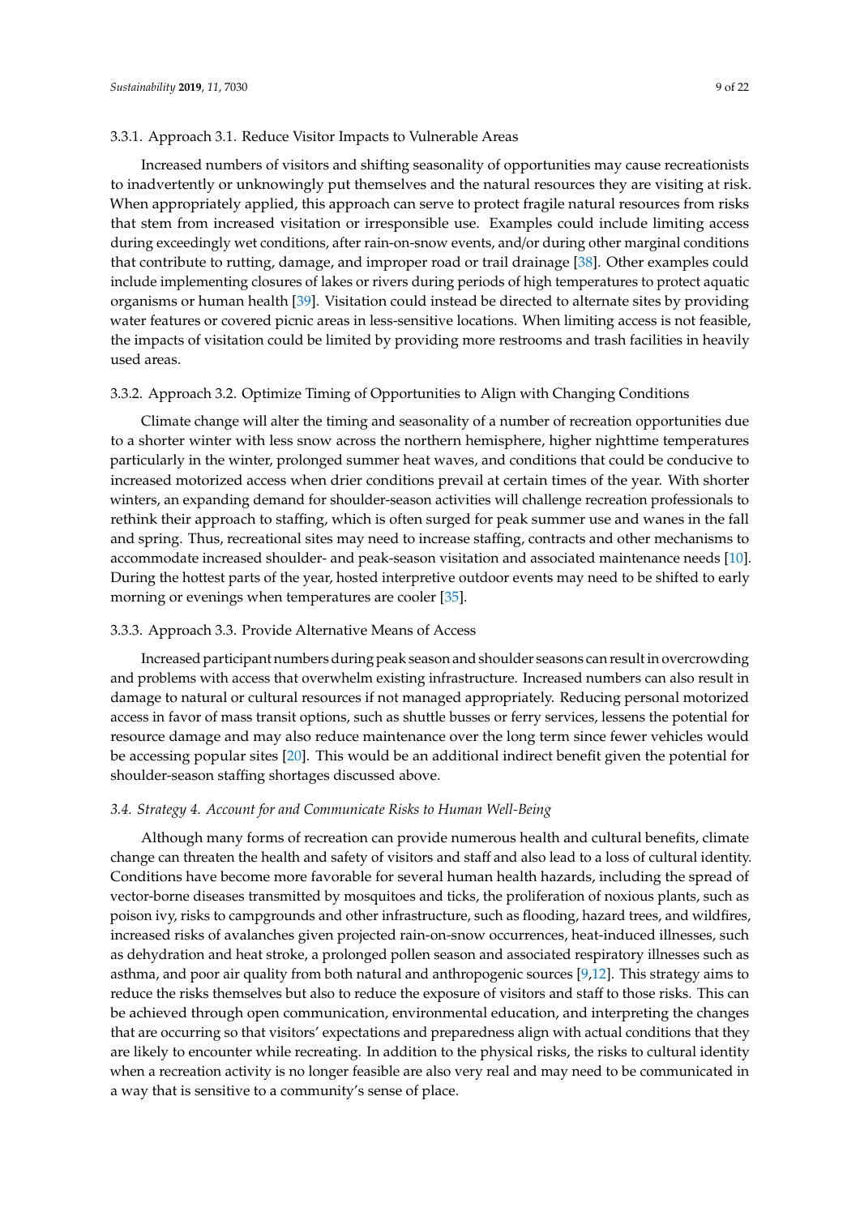#### 3.3.1. Approach 3.1. Reduce Visitor Impacts to Vulnerable Areas

Increased numbers of visitors and shifting seasonality of opportunities may cause recreationists to inadvertently or unknowingly put themselves and the natural resources they are visiting at risk. When appropriately applied, this approach can serve to protect fragile natural resources from risks that stem from increased visitation or irresponsible use. Examples could include limiting access during exceedingly wet conditions, after rain-on-snow events, and/or during other marginal conditions that contribute to rutting, damage, and improper road or trail drainage [38]. Other examples could include implementing closures of lakes or rivers during periods of high temperatures to protect aquatic organisms or human health [39]. Visitation could instead be directed to alternate sites by providing water features or covered picnic areas in less-sensitive locations. When limiting access is not feasible, the impacts of visitation could be limited by providing more restrooms and trash facilities in heavily used areas.

#### 3.3.2. Approach 3.2. Optimize Timing of Opportunities to Align with Changing Conditions

Climate change will alter the timing and seasonality of a number of recreation opportunities due to a shorter winter with less snow across the northern hemisphere, higher nighttime temperatures particularly in the winter, prolonged summer heat waves, and conditions that could be conducive to increased motorized access when drier conditions prevail at certain times of the year. With shorter winters, an expanding demand for shoulder-season activities will challenge recreation professionals to rethink their approach to staffing, which is often surged for peak summer use and wanes in the fall and spring. Thus, recreational sites may need to increase staffing, contracts and other mechanisms to accommodate increased shoulder- and peak-season visitation and associated maintenance needs [10]. During the hottest parts of the year, hosted interpretive outdoor events may need to be shifted to early morning or evenings when temperatures are cooler [35].

#### 3.3.3. Approach 3.3. Provide Alternative Means of Access

Increased participant numbers during peak season and shoulder seasons can result in overcrowding and problems with access that overwhelm existing infrastructure. Increased numbers can also result in damage to natural or cultural resources if not managed appropriately. Reducing personal motorized access in favor of mass transit options, such as shuttle busses or ferry services, lessens the potential for resource damage and may also reduce maintenance over the long term since fewer vehicles would be accessing popular sites [20]. This would be an additional indirect benefit given the potential for shoulder-season staffing shortages discussed above.

### *3.4. Strategy 4. Account for and Communicate Risks to Human Well-Being*

Although many forms of recreation can provide numerous health and cultural benefits, climate change can threaten the health and safety of visitors and staff and also lead to a loss of cultural identity. Conditions have become more favorable for several human health hazards, including the spread of vector-borne diseases transmitted by mosquitoes and ticks, the proliferation of noxious plants, such as poison ivy, risks to campgrounds and other infrastructure, such as flooding, hazard trees, and wildfires, increased risks of avalanches given projected rain-on-snow occurrences, heat-induced illnesses, such as dehydration and heat stroke, a prolonged pollen season and associated respiratory illnesses such as asthma, and poor air quality from both natural and anthropogenic sources [9,12]. This strategy aims to reduce the risks themselves but also to reduce the exposure of visitors and staff to those risks. This can be achieved through open communication, environmental education, and interpreting the changes that are occurring so that visitors' expectations and preparedness align with actual conditions that they are likely to encounter while recreating. In addition to the physical risks, the risks to cultural identity when a recreation activity is no longer feasible are also very real and may need to be communicated in a way that is sensitive to a community's sense of place.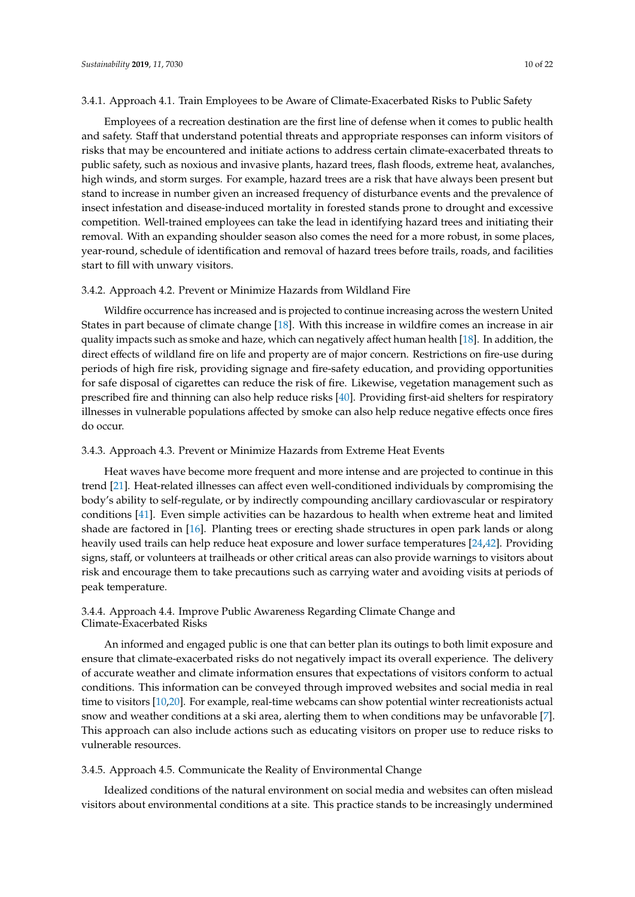#### 3.4.1. Approach 4.1. Train Employees to be Aware of Climate-Exacerbated Risks to Public Safety

Employees of a recreation destination are the first line of defense when it comes to public health and safety. Staff that understand potential threats and appropriate responses can inform visitors of risks that may be encountered and initiate actions to address certain climate-exacerbated threats to public safety, such as noxious and invasive plants, hazard trees, flash floods, extreme heat, avalanches, high winds, and storm surges. For example, hazard trees are a risk that have always been present but stand to increase in number given an increased frequency of disturbance events and the prevalence of insect infestation and disease-induced mortality in forested stands prone to drought and excessive competition. Well-trained employees can take the lead in identifying hazard trees and initiating their removal. With an expanding shoulder season also comes the need for a more robust, in some places, year-round, schedule of identification and removal of hazard trees before trails, roads, and facilities start to fill with unwary visitors.

#### 3.4.2. Approach 4.2. Prevent or Minimize Hazards from Wildland Fire

Wildfire occurrence has increased and is projected to continue increasing across the western United States in part because of climate change [18]. With this increase in wildfire comes an increase in air quality impacts such as smoke and haze, which can negatively affect human health [18]. In addition, the direct effects of wildland fire on life and property are of major concern. Restrictions on fire-use during periods of high fire risk, providing signage and fire-safety education, and providing opportunities for safe disposal of cigarettes can reduce the risk of fire. Likewise, vegetation management such as prescribed fire and thinning can also help reduce risks [40]. Providing first-aid shelters for respiratory illnesses in vulnerable populations affected by smoke can also help reduce negative effects once fires do occur.

#### 3.4.3. Approach 4.3. Prevent or Minimize Hazards from Extreme Heat Events

Heat waves have become more frequent and more intense and are projected to continue in this trend [21]. Heat-related illnesses can affect even well-conditioned individuals by compromising the body's ability to self-regulate, or by indirectly compounding ancillary cardiovascular or respiratory conditions [41]. Even simple activities can be hazardous to health when extreme heat and limited shade are factored in [16]. Planting trees or erecting shade structures in open park lands or along heavily used trails can help reduce heat exposure and lower surface temperatures [24,42]. Providing signs, staff, or volunteers at trailheads or other critical areas can also provide warnings to visitors about risk and encourage them to take precautions such as carrying water and avoiding visits at periods of peak temperature.

#### 3.4.4. Approach 4.4. Improve Public Awareness Regarding Climate Change and Climate-Exacerbated Risks

An informed and engaged public is one that can better plan its outings to both limit exposure and ensure that climate-exacerbated risks do not negatively impact its overall experience. The delivery of accurate weather and climate information ensures that expectations of visitors conform to actual conditions. This information can be conveyed through improved websites and social media in real time to visitors [10,20]. For example, real-time webcams can show potential winter recreationists actual snow and weather conditions at a ski area, alerting them to when conditions may be unfavorable [7]. This approach can also include actions such as educating visitors on proper use to reduce risks to vulnerable resources.

#### 3.4.5. Approach 4.5. Communicate the Reality of Environmental Change

Idealized conditions of the natural environment on social media and websites can often mislead visitors about environmental conditions at a site. This practice stands to be increasingly undermined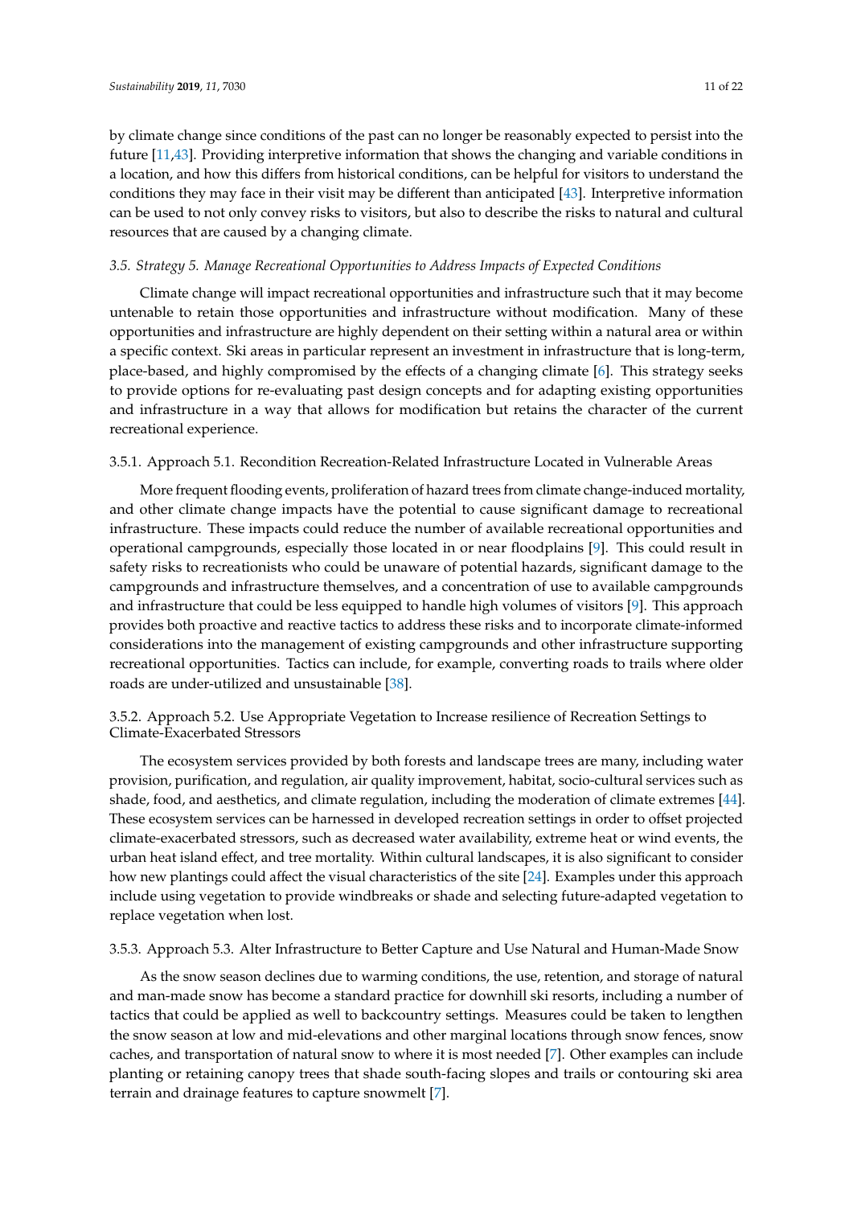by climate change since conditions of the past can no longer be reasonably expected to persist into the future [11,43]. Providing interpretive information that shows the changing and variable conditions in a location, and how this differs from historical conditions, can be helpful for visitors to understand the conditions they may face in their visit may be different than anticipated [43]. Interpretive information can be used to not only convey risks to visitors, but also to describe the risks to natural and cultural resources that are caused by a changing climate.

### *3.5. Strategy 5. Manage Recreational Opportunities to Address Impacts of Expected Conditions*

Climate change will impact recreational opportunities and infrastructure such that it may become untenable to retain those opportunities and infrastructure without modification. Many of these opportunities and infrastructure are highly dependent on their setting within a natural area or within a specific context. Ski areas in particular represent an investment in infrastructure that is long-term, place-based, and highly compromised by the effects of a changing climate [6]. This strategy seeks to provide options for re-evaluating past design concepts and for adapting existing opportunities and infrastructure in a way that allows for modification but retains the character of the current recreational experience.

#### 3.5.1. Approach 5.1. Recondition Recreation-Related Infrastructure Located in Vulnerable Areas

More frequent flooding events, proliferation of hazard trees from climate change-induced mortality, and other climate change impacts have the potential to cause significant damage to recreational infrastructure. These impacts could reduce the number of available recreational opportunities and operational campgrounds, especially those located in or near floodplains [9]. This could result in safety risks to recreationists who could be unaware of potential hazards, significant damage to the campgrounds and infrastructure themselves, and a concentration of use to available campgrounds and infrastructure that could be less equipped to handle high volumes of visitors [9]. This approach provides both proactive and reactive tactics to address these risks and to incorporate climate-informed considerations into the management of existing campgrounds and other infrastructure supporting recreational opportunities. Tactics can include, for example, converting roads to trails where older roads are under-utilized and unsustainable [38].

#### 3.5.2. Approach 5.2. Use Appropriate Vegetation to Increase resilience of Recreation Settings to Climate-Exacerbated Stressors

The ecosystem services provided by both forests and landscape trees are many, including water provision, purification, and regulation, air quality improvement, habitat, socio-cultural services such as shade, food, and aesthetics, and climate regulation, including the moderation of climate extremes [44]. These ecosystem services can be harnessed in developed recreation settings in order to offset projected climate-exacerbated stressors, such as decreased water availability, extreme heat or wind events, the urban heat island effect, and tree mortality. Within cultural landscapes, it is also significant to consider how new plantings could affect the visual characteristics of the site [24]. Examples under this approach include using vegetation to provide windbreaks or shade and selecting future-adapted vegetation to replace vegetation when lost.

#### 3.5.3. Approach 5.3. Alter Infrastructure to Better Capture and Use Natural and Human-Made Snow

As the snow season declines due to warming conditions, the use, retention, and storage of natural and man-made snow has become a standard practice for downhill ski resorts, including a number of tactics that could be applied as well to backcountry settings. Measures could be taken to lengthen the snow season at low and mid-elevations and other marginal locations through snow fences, snow caches, and transportation of natural snow to where it is most needed [7]. Other examples can include planting or retaining canopy trees that shade south-facing slopes and trails or contouring ski area terrain and drainage features to capture snowmelt [7].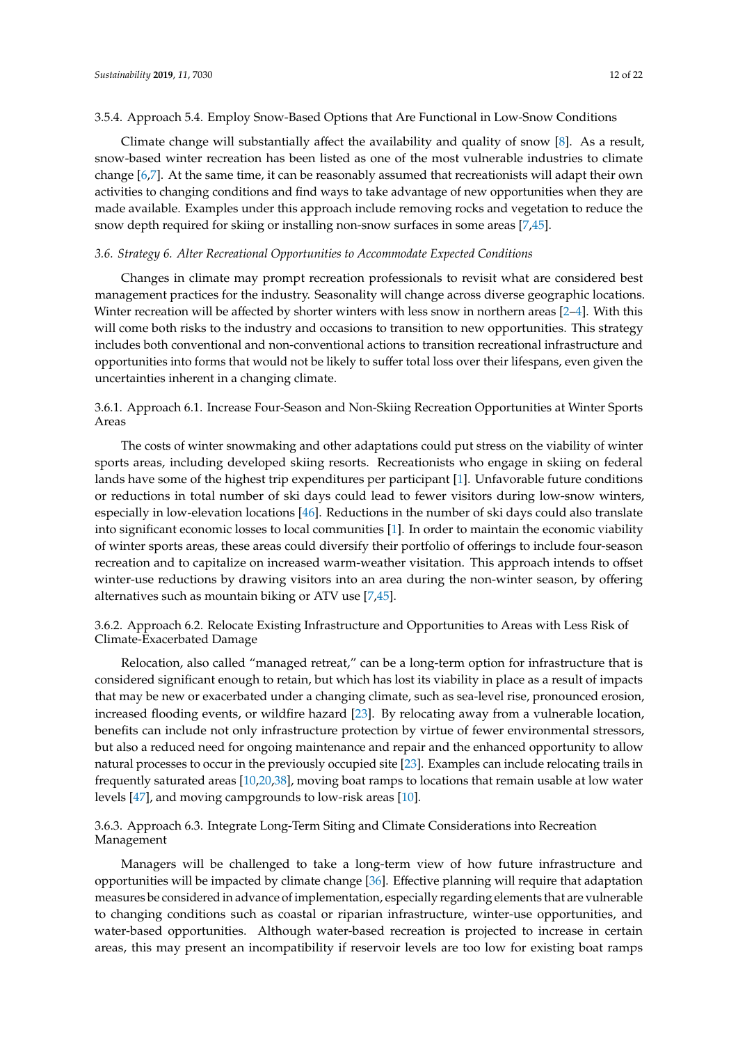#### 3.5.4. Approach 5.4. Employ Snow-Based Options that Are Functional in Low-Snow Conditions

Climate change will substantially affect the availability and quality of snow [8]. As a result, snow-based winter recreation has been listed as one of the most vulnerable industries to climate change [6,7]. At the same time, it can be reasonably assumed that recreationists will adapt their own activities to changing conditions and find ways to take advantage of new opportunities when they are made available. Examples under this approach include removing rocks and vegetation to reduce the snow depth required for skiing or installing non-snow surfaces in some areas [7,45].

### *3.6. Strategy 6. Alter Recreational Opportunities to Accommodate Expected Conditions*

Changes in climate may prompt recreation professionals to revisit what are considered best management practices for the industry. Seasonality will change across diverse geographic locations. Winter recreation will be affected by shorter winters with less snow in northern areas [2–4]. With this will come both risks to the industry and occasions to transition to new opportunities. This strategy includes both conventional and non-conventional actions to transition recreational infrastructure and opportunities into forms that would not be likely to suffer total loss over their lifespans, even given the uncertainties inherent in a changing climate.

#### 3.6.1. Approach 6.1. Increase Four-Season and Non-Skiing Recreation Opportunities at Winter Sports Areas

The costs of winter snowmaking and other adaptations could put stress on the viability of winter sports areas, including developed skiing resorts. Recreationists who engage in skiing on federal lands have some of the highest trip expenditures per participant [1]. Unfavorable future conditions or reductions in total number of ski days could lead to fewer visitors during low-snow winters, especially in low-elevation locations [46]. Reductions in the number of ski days could also translate into significant economic losses to local communities [1]. In order to maintain the economic viability of winter sports areas, these areas could diversify their portfolio of offerings to include four-season recreation and to capitalize on increased warm-weather visitation. This approach intends to offset winter-use reductions by drawing visitors into an area during the non-winter season, by offering alternatives such as mountain biking or ATV use [7,45].

#### 3.6.2. Approach 6.2. Relocate Existing Infrastructure and Opportunities to Areas with Less Risk of Climate-Exacerbated Damage

Relocation, also called "managed retreat," can be a long-term option for infrastructure that is considered significant enough to retain, but which has lost its viability in place as a result of impacts that may be new or exacerbated under a changing climate, such as sea-level rise, pronounced erosion, increased flooding events, or wildfire hazard [23]. By relocating away from a vulnerable location, benefits can include not only infrastructure protection by virtue of fewer environmental stressors, but also a reduced need for ongoing maintenance and repair and the enhanced opportunity to allow natural processes to occur in the previously occupied site [23]. Examples can include relocating trails in frequently saturated areas [10,20,38], moving boat ramps to locations that remain usable at low water levels [47], and moving campgrounds to low-risk areas [10].

#### 3.6.3. Approach 6.3. Integrate Long-Term Siting and Climate Considerations into Recreation Management

Managers will be challenged to take a long-term view of how future infrastructure and opportunities will be impacted by climate change [36]. Effective planning will require that adaptation measures be considered in advance of implementation, especially regarding elements that are vulnerable to changing conditions such as coastal or riparian infrastructure, winter-use opportunities, and water-based opportunities. Although water-based recreation is projected to increase in certain areas, this may present an incompatibility if reservoir levels are too low for existing boat ramps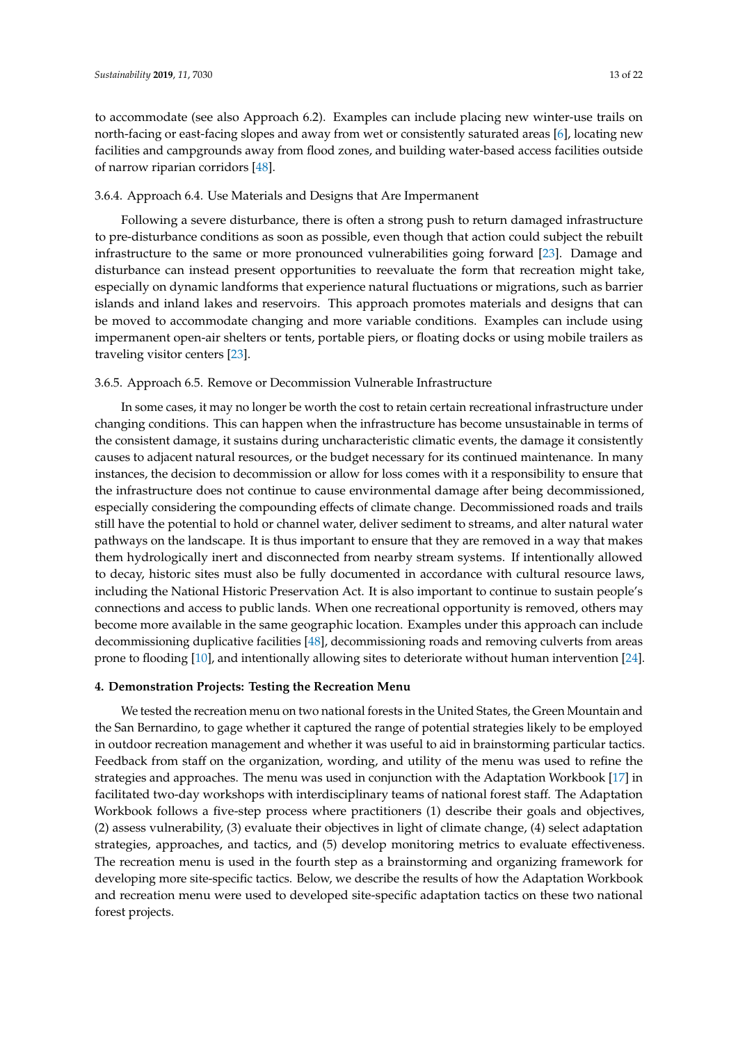to accommodate (see also Approach 6.2). Examples can include placing new winter-use trails on north-facing or east-facing slopes and away from wet or consistently saturated areas [6], locating new facilities and campgrounds away from flood zones, and building water-based access facilities outside of narrow riparian corridors [48].

### 3.6.4. Approach 6.4. Use Materials and Designs that Are Impermanent

Following a severe disturbance, there is often a strong push to return damaged infrastructure to pre-disturbance conditions as soon as possible, even though that action could subject the rebuilt infrastructure to the same or more pronounced vulnerabilities going forward [23]. Damage and disturbance can instead present opportunities to reevaluate the form that recreation might take, especially on dynamic landforms that experience natural fluctuations or migrations, such as barrier islands and inland lakes and reservoirs. This approach promotes materials and designs that can be moved to accommodate changing and more variable conditions. Examples can include using impermanent open-air shelters or tents, portable piers, or floating docks or using mobile trailers as traveling visitor centers [23].

### 3.6.5. Approach 6.5. Remove or Decommission Vulnerable Infrastructure

In some cases, it may no longer be worth the cost to retain certain recreational infrastructure under changing conditions. This can happen when the infrastructure has become unsustainable in terms of the consistent damage, it sustains during uncharacteristic climatic events, the damage it consistently causes to adjacent natural resources, or the budget necessary for its continued maintenance. In many instances, the decision to decommission or allow for loss comes with it a responsibility to ensure that the infrastructure does not continue to cause environmental damage after being decommissioned, especially considering the compounding effects of climate change. Decommissioned roads and trails still have the potential to hold or channel water, deliver sediment to streams, and alter natural water pathways on the landscape. It is thus important to ensure that they are removed in a way that makes them hydrologically inert and disconnected from nearby stream systems. If intentionally allowed to decay, historic sites must also be fully documented in accordance with cultural resource laws, including the National Historic Preservation Act. It is also important to continue to sustain people's connections and access to public lands. When one recreational opportunity is removed, others may become more available in the same geographic location. Examples under this approach can include decommissioning duplicative facilities [48], decommissioning roads and removing culverts from areas prone to flooding [10], and intentionally allowing sites to deteriorate without human intervention [24].

## 4. Demonstration Projects: Testing the Recreation Menu

We tested the recreation menu on two national forests in the United States, the Green Mountain and the San Bernardino, to gage whether it captured the range of potential strategies likely to be employed in outdoor recreation management and whether it was useful to aid in brainstorming particular tactics. Feedback from staff on the organization, wording, and utility of the menu was used to refine the strategies and approaches. The menu was used in conjunction with the Adaptation Workbook [17] in facilitated two-day workshops with interdisciplinary teams of national forest staff. The Adaptation Workbook follows a five-step process where practitioners (1) describe their goals and objectives, (2) assess vulnerability, (3) evaluate their objectives in light of climate change, (4) select adaptation strategies, approaches, and tactics, and (5) develop monitoring metrics to evaluate effectiveness. The recreation menu is used in the fourth step as a brainstorming and organizing framework for developing more site-specific tactics. Below, we describe the results of how the Adaptation Workbook and recreation menu were used to developed site-specific adaptation tactics on these two national forest projects.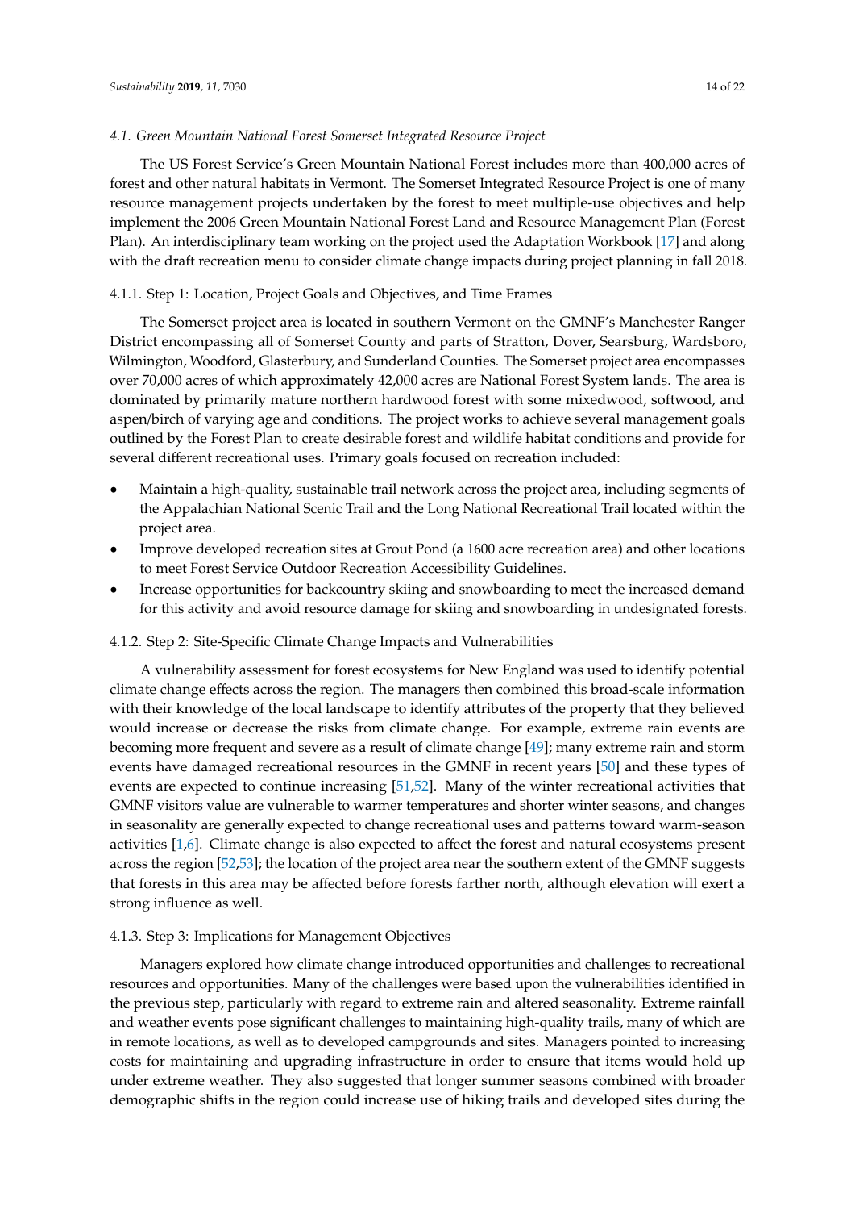### 4.1. Green Mountain National Forest Somerset Integrated Resource Project

The US Forest Service's Green Mountain National Forest includes more than 400,000 acres of forest and other natural habitats in Vermont. The Somerset Integrated Resource Project is one of many resource management projects undertaken by the forest to meet multiple-use objectives and help implement the 2006 Green Mountain National Forest Land and Resource Management Plan (Forest Plan). An interdisciplinary team working on the project used the Adaptation Workbook [17] and along with the draft recreation menu to consider climate change impacts during project planning in fall 2018.

#### 4.1.1. Step 1: Location, Project Goals and Objectives, and Time Frames

The Somerset project area is located in southern Vermont on the GMNF's Manchester Ranger District encompassing all of Somerset County and parts of Stratton, Dover, Searsburg, Wardsboro, Wilmington, Woodford, Glasterbury, and Sunderland Counties. The Somerset project area encompasses over 70,000 acres of which approximately 42,000 acres are National Forest System lands. The area is dominated by primarily mature northern hardwood forest with some mixedwood, softwood, and aspen/birch of varying age and conditions. The project works to achieve several management goals outlined by the Forest Plan to create desirable forest and wildlife habitat conditions and provide for several different recreational uses. Primary goals focused on recreation included:

- Maintain a high-quality, sustainable trail network across the project area, including segments of the Appalachian National Scenic Trail and the Long National Recreational Trail located within the project area.
- Improve developed recreation sites at Grout Pond (a 1600 acre recreation area) and other locations to meet Forest Service Outdoor Recreation Accessibility Guidelines.
- Increase opportunities for backcountry skiing and snowboarding to meet the increased demand for this activity and avoid resource damage for skiing and snowboarding in undesignated forests.

#### 4.1.2. Step 2: Site-Specific Climate Change Impacts and Vulnerabilities

A vulnerability assessment for forest ecosystems for New England was used to identify potential climate change effects across the region. The managers then combined this broad-scale information with their knowledge of the local landscape to identify attributes of the property that they believed would increase or decrease the risks from climate change. For example, extreme rain events are becoming more frequent and severe as a result of climate change [49]; many extreme rain and storm events have damaged recreational resources in the GMNF in recent years [50] and these types of events are expected to continue increasing [51,52]. Many of the winter recreational activities that GMNF visitors value are vulnerable to warmer temperatures and shorter winter seasons, and changes in seasonality are generally expected to change recreational uses and patterns toward warm-season activities [1,6]. Climate change is also expected to affect the forest and natural ecosystems present across the region [52,53]; the location of the project area near the southern extent of the GMNF suggests that forests in this area may be affected before forests farther north, although elevation will exert a strong influence as well.

#### 4.1.3. Step 3: Implications for Management Objectives

Managers explored how climate change introduced opportunities and challenges to recreational resources and opportunities. Many of the challenges were based upon the vulnerabilities identified in the previous step, particularly with regard to extreme rain and altered seasonality. Extreme rainfall and weather events pose significant challenges to maintaining high-quality trails, many of which are in remote locations, as well as to developed campgrounds and sites. Managers pointed to increasing costs for maintaining and upgrading infrastructure in order to ensure that items would hold up under extreme weather. They also suggested that longer summer seasons combined with broader demographic shifts in the region could increase use of hiking trails and developed sites during the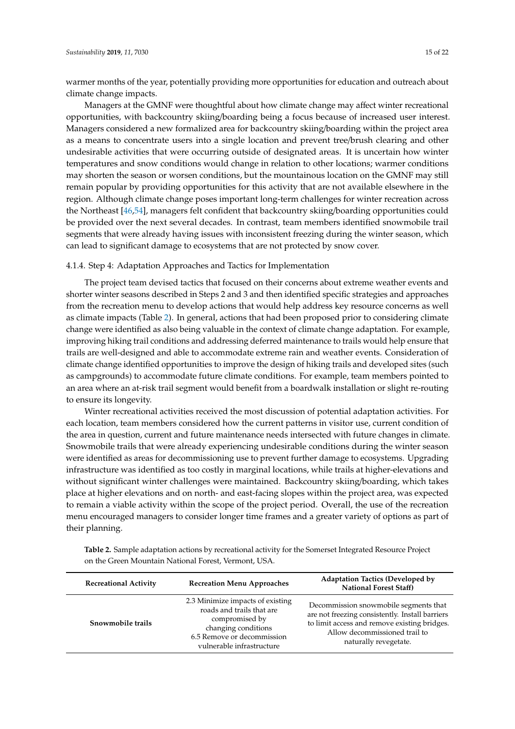warmer months of the year, potentially providing more opportunities for education and outreach about climate change impacts.

Managers at the GMNF were thoughtful about how climate change may affect winter recreational opportunities, with backcountry skiing/boarding being a focus because of increased user interest. Managers considered a new formalized area for backcountry skiing/boarding within the project area as a means to concentrate users into a single location and prevent tree/brush clearing and other undesirable activities that were occurring outside of designated areas. It is uncertain how winter temperatures and snow conditions would change in relation to other locations; warmer conditions may shorten the season or worsen conditions, but the mountainous location on the GMNF may still remain popular by providing opportunities for this activity that are not available elsewhere in the region. Although climate change poses important long-term challenges for winter recreation across the Northeast [46,54], managers felt confident that backcountry skiing/boarding opportunities could be provided over the next several decades. In contrast, team members identified snowmobile trail segments that were already having issues with inconsistent freezing during the winter season, which can lead to significant damage to ecosystems that are not protected by snow cover.

#### 4.1.4. Step 4: Adaptation Approaches and Tactics for Implementation

The project team devised tactics that focused on their concerns about extreme weather events and shorter winter seasons described in Steps 2 and 3 and then identified specific strategies and approaches from the recreation menu to develop actions that would help address key resource concerns as well as climate impacts (Table 2). In general, actions that had been proposed prior to considering climate change were identified as also being valuable in the context of climate change adaptation. For example, improving hiking trail conditions and addressing deferred maintenance to trails would help ensure that trails are well-designed and able to accommodate extreme rain and weather events. Consideration of climate change identified opportunities to improve the design of hiking trails and developed sites (such as campgrounds) to accommodate future climate conditions. For example, team members pointed to an area where an at-risk trail segment would benefit from a boardwalk installation or slight re-routing to ensure its longevity.

Winter recreational activities received the most discussion of potential adaptation activities. For each location, team members considered how the current patterns in visitor use, current condition of the area in question, current and future maintenance needs intersected with future changes in climate. Snowmobile trails that were already experiencing undesirable conditions during the winter season were identified as areas for decommissioning use to prevent further damage to ecosystems. Upgrading infrastructure was identified as too costly in marginal locations, while trails at higher-elevations and without significant winter challenges were maintained. Backcountry skiing/boarding, which takes place at higher elevations and on north- and east-facing slopes within the project area, was expected to remain a viable activity within the scope of the project period. Overall, the use of the recreation menu encouraged managers to consider longer time frames and a greater variety of options as part of their planning.

**Table 2.** Sample adaptation actions by recreational activity for the Somerset Integrated Resource Project on the Green Mountain National Forest, Vermont, USA.

| Recreational Activity | Recreation Menu Approaches | Adaptation Tactics (Developed by National Forest Staff) |
|---|---|---|
| **Snowmobile trails** | 2.3 Minimize impacts of existing roads and trails that are compromised by changing conditions<br>6.5 Remove or decommission vulnerable infrastructure | Decommission snowmobile segments that are not freezing consistently. Install barriers to limit access and remove existing bridges. Allow decommissioned trail to naturally revegetate. |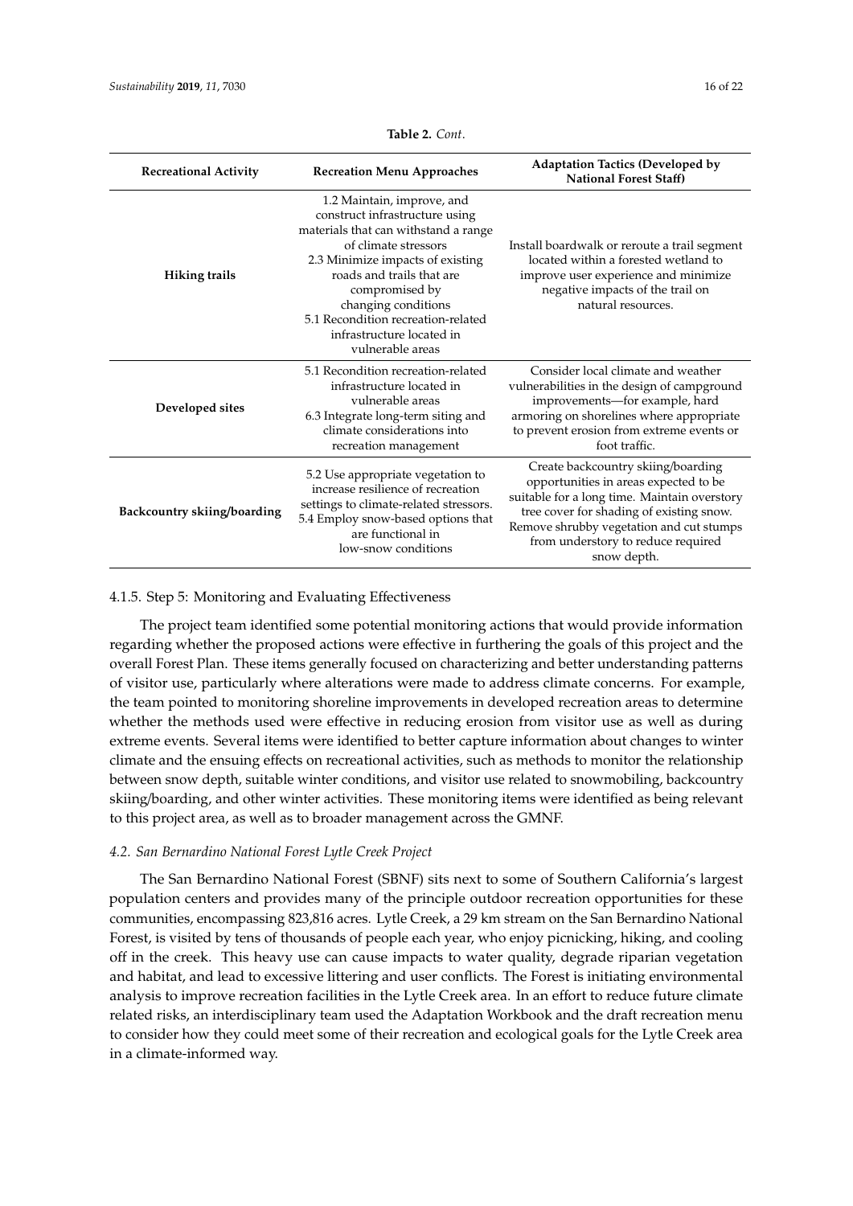**Table 2.** *Cont.*

| Recreational Activity | Recreation Menu Approaches | Adaptation Tactics (Developed by National Forest Staff) |
|---|---|---|
| **Hiking trails** | 1.2 Maintain, improve, and construct infrastructure using materials that can withstand a range of climate stressors<br>2.3 Minimize impacts of existing roads and trails that are compromised by changing conditions<br>5.1 Recondition recreation-related infrastructure located in vulnerable areas | Install boardwalk or reroute a trail segment located within a forested wetland to improve user experience and minimize negative impacts of the trail on natural resources. |
| **Developed sites** | 5.1 Recondition recreation-related infrastructure located in vulnerable areas<br>6.3 Integrate long-term siting and climate considerations into recreation management | Consider local climate and weather vulnerabilities in the design of campground improvements—for example, hard armoring on shorelines where appropriate to prevent erosion from extreme events or foot traffic. |
| **Backcountry skiing/boarding** | 5.2 Use appropriate vegetation to increase resilience of recreation settings to climate-related stressors.<br>5.4 Employ snow-based options that are functional in low-snow conditions | Create backcountry skiing/boarding opportunities in areas expected to be suitable for a long time. Maintain overstory tree cover for shading of existing snow. Remove shrubby vegetation and cut stumps from understory to reduce required snow depth. |

#### 4.1.5. Step 5: Monitoring and Evaluating Effectiveness

The project team identified some potential monitoring actions that would provide information regarding whether the proposed actions were effective in furthering the goals of this project and the overall Forest Plan. These items generally focused on characterizing and better understanding patterns of visitor use, particularly where alterations were made to address climate concerns. For example, the team pointed to monitoring shoreline improvements in developed recreation areas to determine whether the methods used were effective in reducing erosion from visitor use as well as during extreme events. Several items were identified to better capture information about changes to winter climate and the ensuing effects on recreational activities, such as methods to monitor the relationship between snow depth, suitable winter conditions, and visitor use related to snowmobiling, backcountry skiing/boarding, and other winter activities. These monitoring items were identified as being relevant to this project area, as well as to broader management across the GMNF.

### *4.2. San Bernardino National Forest Lytle Creek Project*

The San Bernardino National Forest (SBNF) sits next to some of Southern California's largest population centers and provides many of the principle outdoor recreation opportunities for these communities, encompassing 823,816 acres. Lytle Creek, a 29 km stream on the San Bernardino National Forest, is visited by tens of thousands of people each year, who enjoy picnicking, hiking, and cooling off in the creek. This heavy use can cause impacts to water quality, degrade riparian vegetation and habitat, and lead to excessive littering and user conflicts. The Forest is initiating environmental analysis to improve recreation facilities in the Lytle Creek area. In an effort to reduce future climate related risks, an interdisciplinary team used the Adaptation Workbook and the draft recreation menu to consider how they could meet some of their recreation and ecological goals for the Lytle Creek area in a climate-informed way.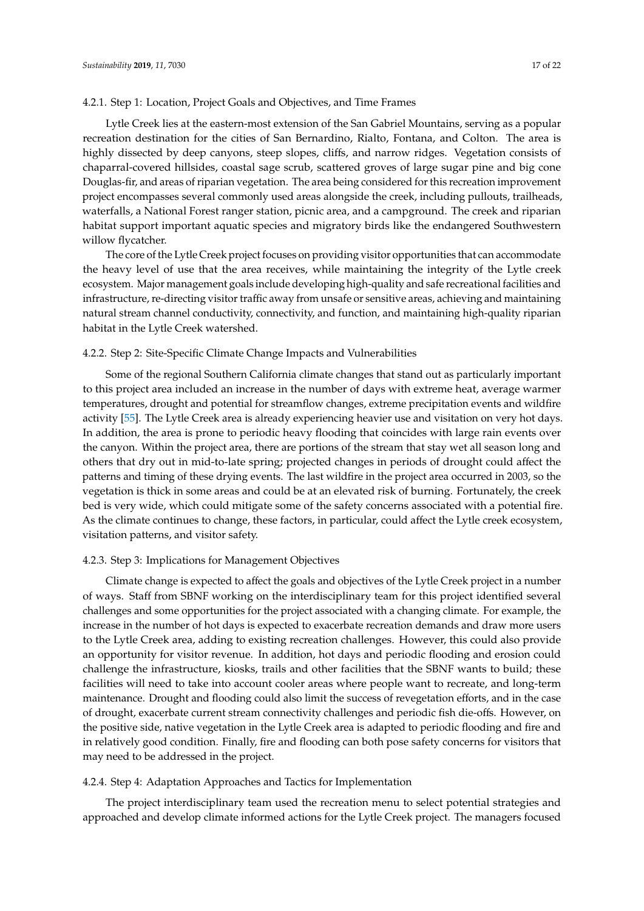#### 4.2.1. Step 1: Location, Project Goals and Objectives, and Time Frames

Lytle Creek lies at the eastern-most extension of the San Gabriel Mountains, serving as a popular recreation destination for the cities of San Bernardino, Rialto, Fontana, and Colton. The area is highly dissected by deep canyons, steep slopes, cliffs, and narrow ridges. Vegetation consists of chaparral-covered hillsides, coastal sage scrub, scattered groves of large sugar pine and big cone Douglas-fir, and areas of riparian vegetation. The area being considered for this recreation improvement project encompasses several commonly used areas alongside the creek, including pullouts, trailheads, waterfalls, a National Forest ranger station, picnic area, and a campground. The creek and riparian habitat support important aquatic species and migratory birds like the endangered Southwestern willow flycatcher.

The core of the Lytle Creek project focuses on providing visitor opportunities that can accommodate the heavy level of use that the area receives, while maintaining the integrity of the Lytle creek ecosystem. Major management goals include developing high-quality and safe recreational facilities and infrastructure, re-directing visitor traffic away from unsafe or sensitive areas, achieving and maintaining natural stream channel conductivity, connectivity, and function, and maintaining high-quality riparian habitat in the Lytle Creek watershed.

#### 4.2.2. Step 2: Site-Specific Climate Change Impacts and Vulnerabilities

Some of the regional Southern California climate changes that stand out as particularly important to this project area included an increase in the number of days with extreme heat, average warmer temperatures, drought and potential for streamflow changes, extreme precipitation events and wildfire activity [55]. The Lytle Creek area is already experiencing heavier use and visitation on very hot days. In addition, the area is prone to periodic heavy flooding that coincides with large rain events over the canyon. Within the project area, there are portions of the stream that stay wet all season long and others that dry out in mid-to-late spring; projected changes in periods of drought could affect the patterns and timing of these drying events. The last wildfire in the project area occurred in 2003, so the vegetation is thick in some areas and could be at an elevated risk of burning. Fortunately, the creek bed is very wide, which could mitigate some of the safety concerns associated with a potential fire. As the climate continues to change, these factors, in particular, could affect the Lytle creek ecosystem, visitation patterns, and visitor safety.

#### 4.2.3. Step 3: Implications for Management Objectives

Climate change is expected to affect the goals and objectives of the Lytle Creek project in a number of ways. Staff from SBNF working on the interdisciplinary team for this project identified several challenges and some opportunities for the project associated with a changing climate. For example, the increase in the number of hot days is expected to exacerbate recreation demands and draw more users to the Lytle Creek area, adding to existing recreation challenges. However, this could also provide an opportunity for visitor revenue. In addition, hot days and periodic flooding and erosion could challenge the infrastructure, kiosks, trails and other facilities that the SBNF wants to build; these facilities will need to take into account cooler areas where people want to recreate, and long-term maintenance. Drought and flooding could also limit the success of revegetation efforts, and in the case of drought, exacerbate current stream connectivity challenges and periodic fish die-offs. However, on the positive side, native vegetation in the Lytle Creek area is adapted to periodic flooding and fire and in relatively good condition. Finally, fire and flooding can both pose safety concerns for visitors that may need to be addressed in the project.

#### 4.2.4. Step 4: Adaptation Approaches and Tactics for Implementation

The project interdisciplinary team used the recreation menu to select potential strategies and approached and develop climate informed actions for the Lytle Creek project. The managers focused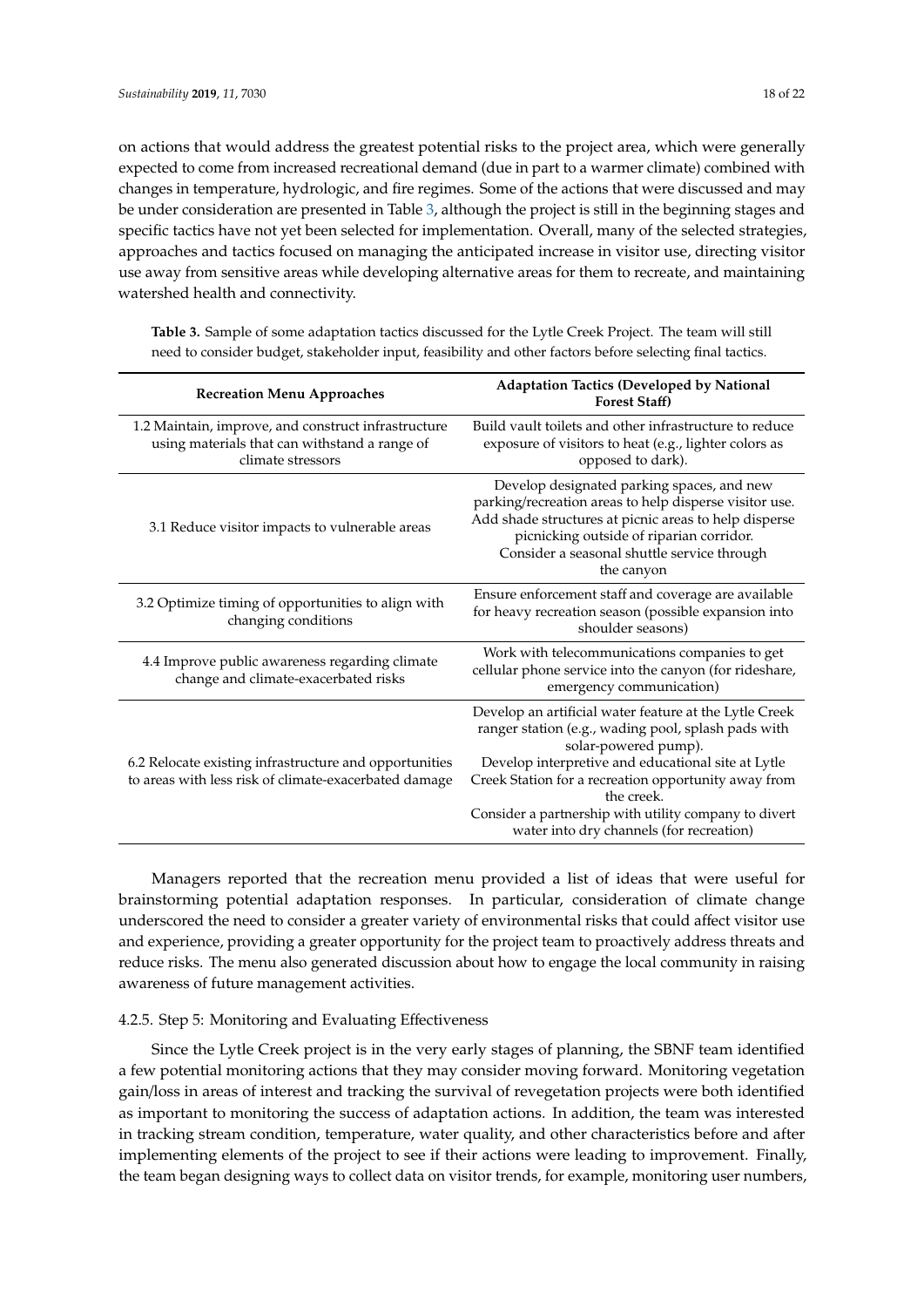on actions that would address the greatest potential risks to the project area, which were generally expected to come from increased recreational demand (due in part to a warmer climate) combined with changes in temperature, hydrologic, and fire regimes. Some of the actions that were discussed and may be under consideration are presented in Table 3, although the project is still in the beginning stages and specific tactics have not yet been selected for implementation. Overall, many of the selected strategies, approaches and tactics focused on managing the anticipated increase in visitor use, directing visitor use away from sensitive areas while developing alternative areas for them to recreate, and maintaining watershed health and connectivity.

**Table 3.** Sample of some adaptation tactics discussed for the Lytle Creek Project. The team will still need to consider budget, stakeholder input, feasibility and other factors before selecting final tactics.

| Recreation Menu Approaches | Adaptation Tactics (Developed by National Forest Staff) |
|---|---|
| 1.2 Maintain, improve, and construct infrastructure using materials that can withstand a range of climate stressors | Build vault toilets and other infrastructure to reduce exposure of visitors to heat (e.g., lighter colors as opposed to dark). |
| 3.1 Reduce visitor impacts to vulnerable areas | Develop designated parking spaces, and new parking/recreation areas to help disperse visitor use. Add shade structures at picnic areas to help disperse picnicking outside of riparian corridor. Consider a seasonal shuttle service through the canyon |
| 3.2 Optimize timing of opportunities to align with changing conditions | Ensure enforcement staff and coverage are available for heavy recreation season (possible expansion into shoulder seasons) |
| 4.4 Improve public awareness regarding climate change and climate-exacerbated risks | Work with telecommunications companies to get cellular phone service into the canyon (for rideshare, emergency communication) |
| 6.2 Relocate existing infrastructure and opportunities to areas with less risk of climate-exacerbated damage | Develop an artificial water feature at the Lytle Creek ranger station (e.g., wading pool, splash pads with solar-powered pump). Develop interpretive and educational site at Lytle Creek Station for a recreation opportunity away from the creek. Consider a partnership with utility company to divert water into dry channels (for recreation) |

Managers reported that the recreation menu provided a list of ideas that were useful for brainstorming potential adaptation responses. In particular, consideration of climate change underscored the need to consider a greater variety of environmental risks that could affect visitor use and experience, providing a greater opportunity for the project team to proactively address threats and reduce risks. The menu also generated discussion about how to engage the local community in raising awareness of future management activities.

#### 4.2.5. Step 5: Monitoring and Evaluating Effectiveness

Since the Lytle Creek project is in the very early stages of planning, the SBNF team identified a few potential monitoring actions that they may consider moving forward. Monitoring vegetation gain/loss in areas of interest and tracking the survival of revegetation projects were both identified as important to monitoring the success of adaptation actions. In addition, the team was interested in tracking stream condition, temperature, water quality, and other characteristics before and after implementing elements of the project to see if their actions were leading to improvement. Finally, the team began designing ways to collect data on visitor trends, for example, monitoring user numbers,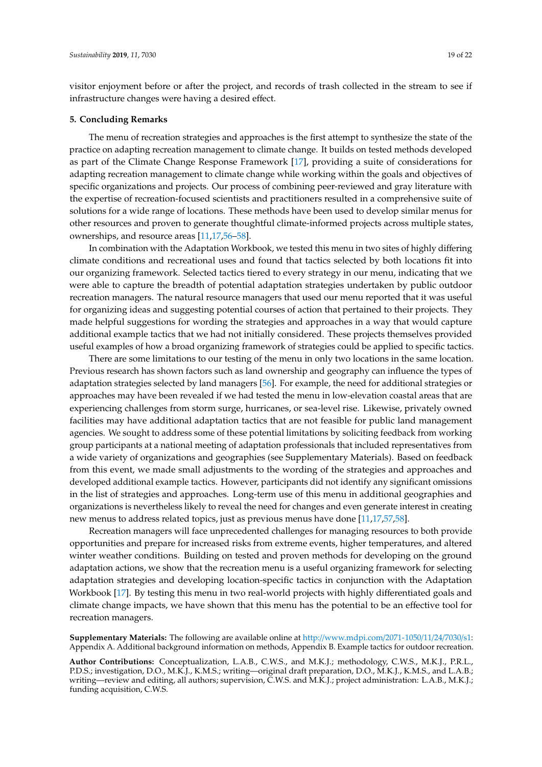visitor enjoyment before or after the project, and records of trash collected in the stream to see if infrastructure changes were having a desired effect.

## 5. Concluding Remarks

The menu of recreation strategies and approaches is the first attempt to synthesize the state of the practice on adapting recreation management to climate change. It builds on tested methods developed as part of the Climate Change Response Framework [17], providing a suite of considerations for adapting recreation management to climate change while working within the goals and objectives of specific organizations and projects. Our process of combining peer-reviewed and gray literature with the expertise of recreation-focused scientists and practitioners resulted in a comprehensive suite of solutions for a wide range of locations. These methods have been used to develop similar menus for other resources and proven to generate thoughtful climate-informed projects across multiple states, ownerships, and resource areas [11,17,56–58].

In combination with the Adaptation Workbook, we tested this menu in two sites of highly differing climate conditions and recreational uses and found that tactics selected by both locations fit into our organizing framework. Selected tactics tiered to every strategy in our menu, indicating that we were able to capture the breadth of potential adaptation strategies undertaken by public outdoor recreation managers. The natural resource managers that used our menu reported that it was useful for organizing ideas and suggesting potential courses of action that pertained to their projects. They made helpful suggestions for wording the strategies and approaches in a way that would capture additional example tactics that we had not initially considered. These projects themselves provided useful examples of how a broad organizing framework of strategies could be applied to specific tactics.

There are some limitations to our testing of the menu in only two locations in the same location. Previous research has shown factors such as land ownership and geography can influence the types of adaptation strategies selected by land managers [56]. For example, the need for additional strategies or approaches may have been revealed if we had tested the menu in low-elevation coastal areas that are experiencing challenges from storm surge, hurricanes, or sea-level rise. Likewise, privately owned facilities may have additional adaptation tactics that are not feasible for public land management agencies. We sought to address some of these potential limitations by soliciting feedback from working group participants at a national meeting of adaptation professionals that included representatives from a wide variety of organizations and geographies (see Supplementary Materials). Based on feedback from this event, we made small adjustments to the wording of the strategies and approaches and developed additional example tactics. However, participants did not identify any significant omissions in the list of strategies and approaches. Long-term use of this menu in additional geographies and organizations is nevertheless likely to reveal the need for changes and even generate interest in creating new menus to address related topics, just as previous menus have done [11,17,57,58].

Recreation managers will face unprecedented challenges for managing resources to both provide opportunities and prepare for increased risks from extreme events, higher temperatures, and altered winter weather conditions. Building on tested and proven methods for developing on the ground adaptation actions, we show that the recreation menu is a useful organizing framework for selecting adaptation strategies and developing location-specific tactics in conjunction with the Adaptation Workbook [17]. By testing this menu in two real-world projects with highly differentiated goals and climate change impacts, we have shown that this menu has the potential to be an effective tool for recreation managers.

**Supplementary Materials:** The following are available online at http://www.mdpi.com/2071-1050/11/24/7030/s1: Appendix A. Additional background information on methods, Appendix B. Example tactics for outdoor recreation.

**Author Contributions:** Conceptualization, L.A.B., C.W.S., and M.K.J.; methodology, C.W.S., M.K.J., P.R.L., P.D.S.; investigation, D.O., M.K.J., K.M.S.; writing—original draft preparation, D.O., M.K.J., K.M.S., and L.A.B.; writing—review and editing, all authors; supervision, C.W.S. and M.K.J.; project administration: L.A.B., M.K.J.; funding acquisition, C.W.S.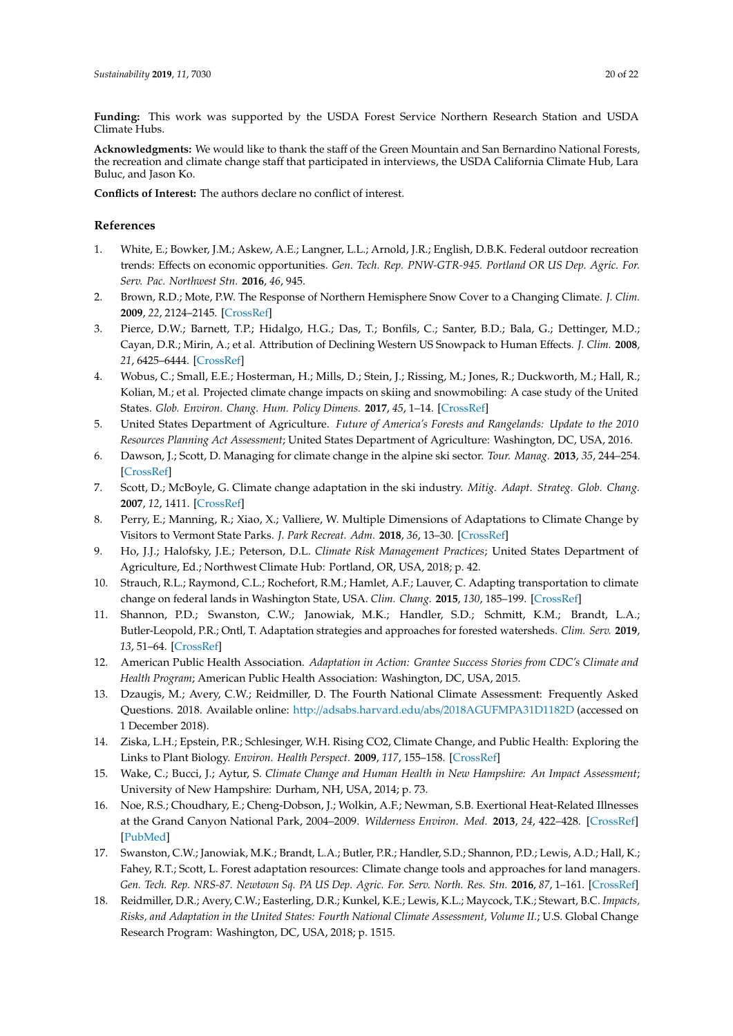**Funding:** This work was supported by the USDA Forest Service Northern Research Station and USDA Climate Hubs.

**Acknowledgments:** We would like to thank the staff of the Green Mountain and San Bernardino National Forests, the recreation and climate change staff that participated in interviews, the USDA California Climate Hub, Lara Buluc, and Jason Ko.

**Conflicts of Interest:** The authors declare no conflict of interest.

## References

1. White, E.; Bowker, J.M.; Askew, A.E.; Langner, L.L.; Arnold, J.R.; English, D.B.K. Federal outdoor recreation trends: Effects on economic opportunities. *Gen. Tech. Rep. PNW-GTR-945. Portland OR US Dep. Agric. For. Serv. Pac. Northwest Stn.* **2016**, *46*, 945.
2. Brown, R.D.; Mote, P.W. The Response of Northern Hemisphere Snow Cover to a Changing Climate. *J. Clim.* **2009**, *22*, 2124–2145. [CrossRef]
3. Pierce, D.W.; Barnett, T.P.; Hidalgo, H.G.; Das, T.; Bonfils, C.; Santer, B.D.; Bala, G.; Dettinger, M.D.; Cayan, D.R.; Mirin, A.; et al. Attribution of Declining Western US Snowpack to Human Effects. *J. Clim.* **2008**, *21*, 6425–6444. [CrossRef]
4. Wobus, C.; Small, E.E.; Hosterman, H.; Mills, D.; Stein, J.; Rissing, M.; Jones, R.; Duckworth, M.; Hall, R.; Kolian, M.; et al. Projected climate change impacts on skiing and snowmobiling: A case study of the United States. *Glob. Environ. Chang. Hum. Policy Dimens.* **2017**, *45*, 1–14. [CrossRef]
5. United States Department of Agriculture. *Future of America's Forests and Rangelands: Update to the 2010 Resources Planning Act Assessment*; United States Department of Agriculture: Washington, DC, USA, 2016.
6. Dawson, J.; Scott, D. Managing for climate change in the alpine ski sector. *Tour. Manag.* **2013**, *35*, 244–254. [CrossRef]
7. Scott, D.; McBoyle, G. Climate change adaptation in the ski industry. *Mitig. Adapt. Strateg. Glob. Chang.* **2007**, *12*, 1411. [CrossRef]
8. Perry, E.; Manning, R.; Xiao, X.; Valliere, W. Multiple Dimensions of Adaptations to Climate Change by Visitors to Vermont State Parks. *J. Park Recreat. Adm.* **2018**, *36*, 13–30. [CrossRef]
9. Ho, J.J.; Halofsky, J.E.; Peterson, D.L. *Climate Risk Management Practices*; United States Department of Agriculture, Ed.; Northwest Climate Hub: Portland, OR, USA, 2018; p. 42.
10. Strauch, R.L.; Raymond, C.L.; Rochefort, R.M.; Hamlet, A.F.; Lauver, C. Adapting transportation to climate change on federal lands in Washington State, USA. *Clim. Chang.* **2015**, *130*, 185–199. [CrossRef]
11. Shannon, P.D.; Swanston, C.W.; Janowiak, M.K.; Handler, S.D.; Schmitt, K.M.; Brandt, L.A.; Butler-Leopold, P.R.; Ontl, T. Adaptation strategies and approaches for forested watersheds. *Clim. Serv.* **2019**, *13*, 51–64. [CrossRef]
12. American Public Health Association. *Adaptation in Action: Grantee Success Stories from CDC's Climate and Health Program*; American Public Health Association: Washington, DC, USA, 2015.
13. Dzaugis, M.; Avery, C.W.; Reidmiller, D. The Fourth National Climate Assessment: Frequently Asked Questions. 2018. Available online: http://adsabs.harvard.edu/abs/2018AGUFMPA31D1182D (accessed on 1 December 2018).
14. Ziska, L.H.; Epstein, P.R.; Schlesinger, W.H. Rising CO2, Climate Change, and Public Health: Exploring the Links to Plant Biology. *Environ. Health Perspect.* **2009**, *117*, 155–158. [CrossRef]
15. Wake, C.; Bucci, J.; Aytur, S. *Climate Change and Human Health in New Hampshire: An Impact Assessment*; University of New Hampshire: Durham, NH, USA, 2014; p. 73.
16. Noe, R.S.; Choudhary, E.; Cheng-Dobson, J.; Wolkin, A.F.; Newman, S.B. Exertional Heat-Related Illnesses at the Grand Canyon National Park, 2004–2009. *Wilderness Environ. Med.* **2013**, *24*, 422–428. [CrossRef] [PubMed]
17. Swanston, C.W.; Janowiak, M.K.; Brandt, L.A.; Butler, P.R.; Handler, S.D.; Shannon, P.D.; Lewis, A.D.; Hall, K.; Fahey, R.T.; Scott, L. Forest adaptation resources: Climate change tools and approaches for land managers. *Gen. Tech. Rep. NRS-87. Newtown Sq. PA US Dep. Agric. For. Serv. North. Res. Stn.* **2016**, *87*, 1–161. [CrossRef]
18. Reidmiller, D.R.; Avery, C.W.; Easterling, D.R.; Kunkel, K.E.; Lewis, K.L.; Maycock, T.K.; Stewart, B.C. *Impacts, Risks, and Adaptation in the United States: Fourth National Climate Assessment, Volume II.*; U.S. Global Change Research Program: Washington, DC, USA, 2018; p. 1515.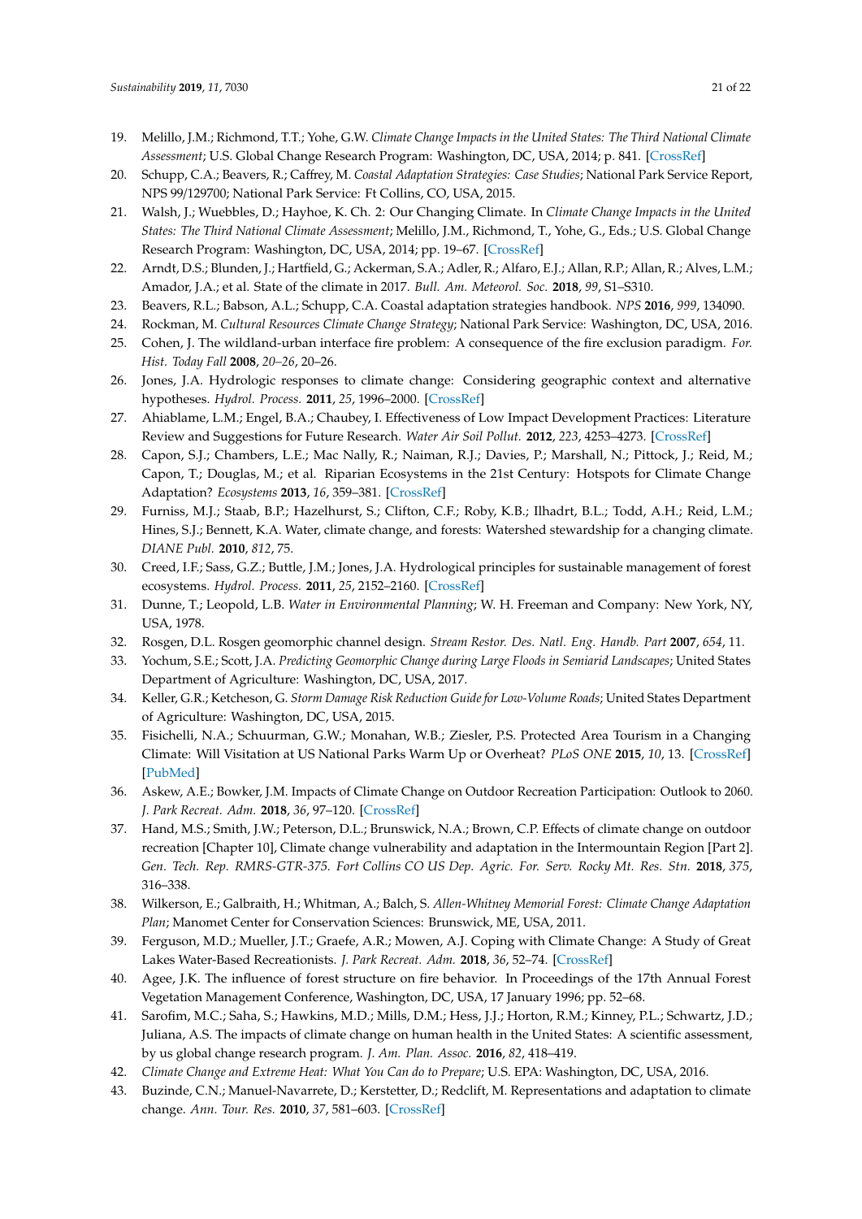19. Melillo, J.M.; Richmond, T.T.; Yohe, G.W. *Climate Change Impacts in the United States: The Third National Climate Assessment*; U.S. Global Change Research Program: Washington, DC, USA, 2014; p. 841. [CrossRef]
20. Schupp, C.A.; Beavers, R.; Caffrey, M. *Coastal Adaptation Strategies: Case Studies*; National Park Service Report, NPS 99/129700; National Park Service: Ft Collins, CO, USA, 2015.
21. Walsh, J.; Wuebbles, D.; Hayhoe, K. Ch. 2: Our Changing Climate. In *Climate Change Impacts in the United States: The Third National Climate Assessment*; Melillo, J.M., Richmond, T., Yohe, G., Eds.; U.S. Global Change Research Program: Washington, DC, USA, 2014; pp. 19–67. [CrossRef]
22. Arndt, D.S.; Blunden, J.; Hartfield, G.; Ackerman, S.A.; Adler, R.; Alfaro, E.J.; Allan, R.P.; Allan, R.; Alves, L.M.; Amador, J.A.; et al. State of the climate in 2017. *Bull. Am. Meteorol. Soc.* **2018**, *99*, S1–S310.
23. Beavers, R.L.; Babson, A.L.; Schupp, C.A. Coastal adaptation strategies handbook. *NPS* **2016**, *999*, 134090.
24. Rockman, M. *Cultural Resources Climate Change Strategy*; National Park Service: Washington, DC, USA, 2016.
25. Cohen, J. The wildland-urban interface fire problem: A consequence of the fire exclusion paradigm. *For. Hist. Today Fall* **2008**, *20–26*, 20–26.
26. Jones, J.A. Hydrologic responses to climate change: Considering geographic context and alternative hypotheses. *Hydrol. Process.* **2011**, *25*, 1996–2000. [CrossRef]
27. Ahiablame, L.M.; Engel, B.A.; Chaubey, I. Effectiveness of Low Impact Development Practices: Literature Review and Suggestions for Future Research. *Water Air Soil Pollut.* **2012**, *223*, 4253–4273. [CrossRef]
28. Capon, S.J.; Chambers, L.E.; Mac Nally, R.; Naiman, R.J.; Davies, P.; Marshall, N.; Pittock, J.; Reid, M.; Capon, T.; Douglas, M.; et al. Riparian Ecosystems in the 21st Century: Hotspots for Climate Change Adaptation? *Ecosystems* **2013**, *16*, 359–381. [CrossRef]
29. Furniss, M.J.; Staab, B.P.; Hazelhurst, S.; Clifton, C.F.; Roby, K.B.; Ilhadrt, B.L.; Todd, A.H.; Reid, L.M.; Hines, S.J.; Bennett, K.A. Water, climate change, and forests: Watershed stewardship for a changing climate. *DIANE Publ.* **2010**, *812*, 75.
30. Creed, I.F.; Sass, G.Z.; Buttle, J.M.; Jones, J.A. Hydrological principles for sustainable management of forest ecosystems. *Hydrol. Process.* **2011**, *25*, 2152–2160. [CrossRef]
31. Dunne, T.; Leopold, L.B. *Water in Environmental Planning*; W. H. Freeman and Company: New York, NY, USA, 1978.
32. Rosgen, D.L. Rosgen geomorphic channel design. *Stream Restor. Des. Natl. Eng. Handb. Part* **2007**, *654*, 11.
33. Yochum, S.E.; Scott, J.A. *Predicting Geomorphic Change during Large Floods in Semiarid Landscapes*; United States Department of Agriculture: Washington, DC, USA, 2017.
34. Keller, G.R.; Ketcheson, G. *Storm Damage Risk Reduction Guide for Low-Volume Roads*; United States Department of Agriculture: Washington, DC, USA, 2015.
35. Fisichelli, N.A.; Schuurman, G.W.; Monahan, W.B.; Ziesler, P.S. Protected Area Tourism in a Changing Climate: Will Visitation at US National Parks Warm Up or Overheat? *PLoS ONE* **2015**, *10*, 13. [CrossRef] [PubMed]
36. Askew, A.E.; Bowker, J.M. Impacts of Climate Change on Outdoor Recreation Participation: Outlook to 2060. *J. Park Recreat. Adm.* **2018**, *36*, 97–120. [CrossRef]
37. Hand, M.S.; Smith, J.W.; Peterson, D.L.; Brunswick, N.A.; Brown, C.P. Effects of climate change on outdoor recreation [Chapter 10], Climate change vulnerability and adaptation in the Intermountain Region [Part 2]. *Gen. Tech. Rep. RMRS-GTR-375. Fort Collins CO US Dep. Agric. For. Serv. Rocky Mt. Res. Stn.* **2018**, *375*, 316–338.
38. Wilkerson, E.; Galbraith, H.; Whitman, A.; Balch, S. *Allen-Whitney Memorial Forest: Climate Change Adaptation Plan*; Manomet Center for Conservation Sciences: Brunswick, ME, USA, 2011.
39. Ferguson, M.D.; Mueller, J.T.; Graefe, A.R.; Mowen, A.J. Coping with Climate Change: A Study of Great Lakes Water-Based Recreationists. *J. Park Recreat. Adm.* **2018**, *36*, 52–74. [CrossRef]
40. Agee, J.K. The influence of forest structure on fire behavior. In Proceedings of the 17th Annual Forest Vegetation Management Conference, Washington, DC, USA, 17 January 1996; pp. 52–68.
41. Sarofim, M.C.; Saha, S.; Hawkins, M.D.; Mills, D.M.; Hess, J.J.; Horton, R.M.; Kinney, P.L.; Schwartz, J.D.; Juliana, A.S. The impacts of climate change on human health in the United States: A scientific assessment, by us global change research program. *J. Am. Plan. Assoc.* **2016**, *82*, 418–419.
42. *Climate Change and Extreme Heat: What You Can do to Prepare*; U.S. EPA: Washington, DC, USA, 2016.
43. Buzinde, C.N.; Manuel-Navarrete, D.; Kerstetter, D.; Redclift, M. Representations and adaptation to climate change. *Ann. Tour. Res.* **2010**, *37*, 581–603. [CrossRef]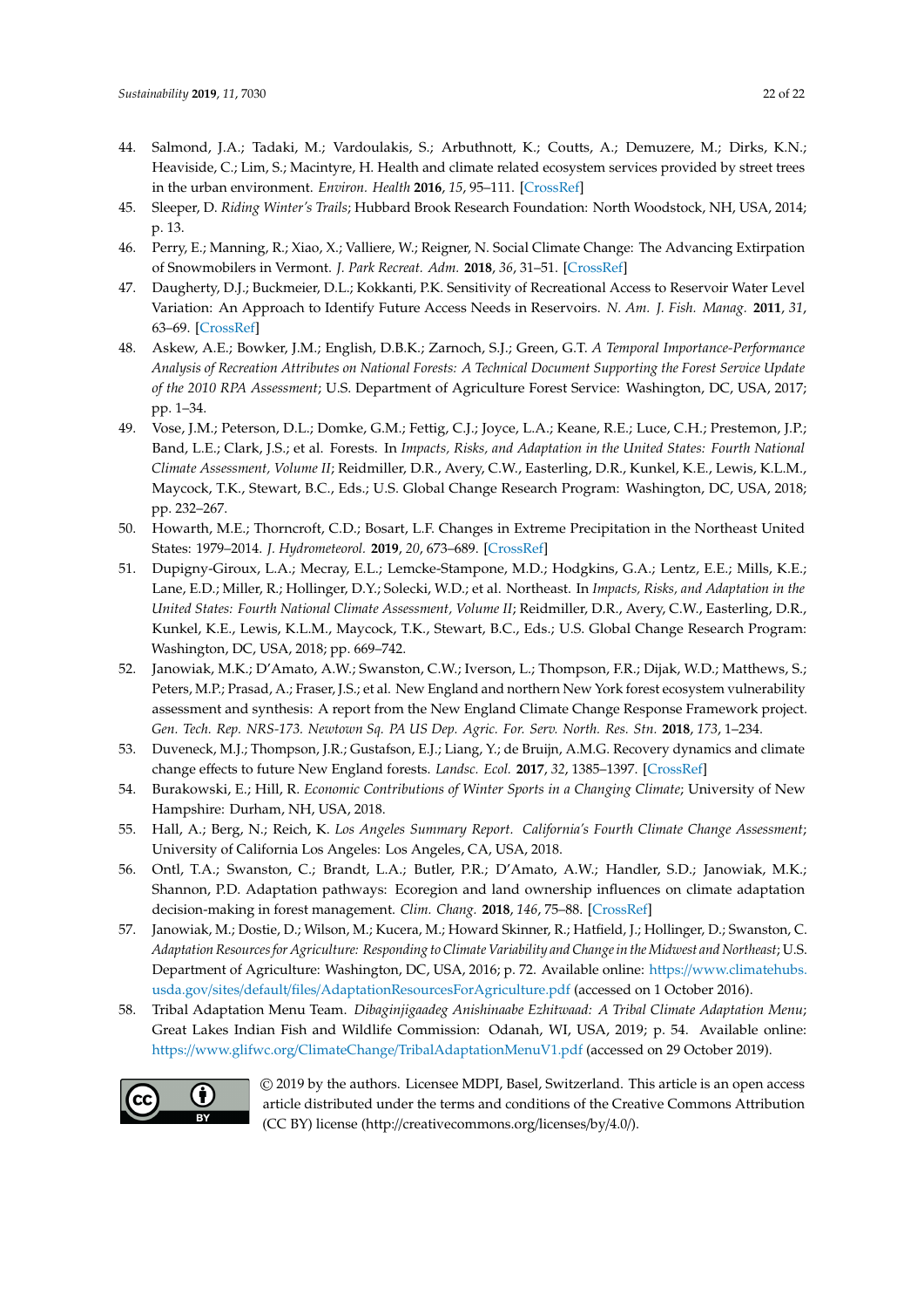44. Salmond, J.A.; Tadaki, M.; Vardoulakis, S.; Arbuthnott, K.; Coutts, A.; Demuzere, M.; Dirks, K.N.; Heaviside, C.; Lim, S.; Macintyre, H. Health and climate related ecosystem services provided by street trees in the urban environment. *Environ. Health* **2016**, *15*, 95–111. [CrossRef]
45. Sleeper, D. *Riding Winter's Trails*; Hubbard Brook Research Foundation: North Woodstock, NH, USA, 2014; p. 13.
46. Perry, E.; Manning, R.; Xiao, X.; Valliere, W.; Reigner, N. Social Climate Change: The Advancing Extirpation of Snowmobilers in Vermont. *J. Park Recreat. Adm.* **2018**, *36*, 31–51. [CrossRef]
47. Daugherty, D.J.; Buckmeier, D.L.; Kokkanti, P.K. Sensitivity of Recreational Access to Reservoir Water Level Variation: An Approach to Identify Future Access Needs in Reservoirs. *N. Am. J. Fish. Manag.* **2011**, *31*, 63–69. [CrossRef]
48. Askew, A.E.; Bowker, J.M.; English, D.B.K.; Zarnoch, S.J.; Green, G.T. *A Temporal Importance-Performance Analysis of Recreation Attributes on National Forests: A Technical Document Supporting the Forest Service Update of the 2010 RPA Assessment*; U.S. Department of Agriculture Forest Service: Washington, DC, USA, 2017; pp. 1–34.
49. Vose, J.M.; Peterson, D.L.; Domke, G.M.; Fettig, C.J.; Joyce, L.A.; Keane, R.E.; Luce, C.H.; Prestemon, J.P.; Band, L.E.; Clark, J.S.; et al. Forests. In *Impacts, Risks, and Adaptation in the United States: Fourth National Climate Assessment, Volume II*; Reidmiller, D.R., Avery, C.W., Easterling, D.R., Kunkel, K.E., Lewis, K.L.M., Maycock, T.K., Stewart, B.C., Eds.; U.S. Global Change Research Program: Washington, DC, USA, 2018; pp. 232–267.
50. Howarth, M.E.; Thorncroft, C.D.; Bosart, L.F. Changes in Extreme Precipitation in the Northeast United States: 1979–2014. *J. Hydrometeorol.* **2019**, *20*, 673–689. [CrossRef]
51. Dupigny-Giroux, L.A.; Mecray, E.L.; Lemcke-Stampone, M.D.; Hodgkins, G.A.; Lentz, E.E.; Mills, K.E.; Lane, E.D.; Miller, R.; Hollinger, D.Y.; Solecki, W.D.; et al. Northeast. In *Impacts, Risks, and Adaptation in the United States: Fourth National Climate Assessment, Volume II*; Reidmiller, D.R., Avery, C.W., Easterling, D.R., Kunkel, K.E., Lewis, K.L.M., Maycock, T.K., Stewart, B.C., Eds.; U.S. Global Change Research Program: Washington, DC, USA, 2018; pp. 669–742.
52. Janowiak, M.K.; D'Amato, A.W.; Swanston, C.W.; Iverson, L.; Thompson, F.R.; Dijak, W.D.; Matthews, S.; Peters, M.P.; Prasad, A.; Fraser, J.S.; et al. New England and northern New York forest ecosystem vulnerability assessment and synthesis: A report from the New England Climate Change Response Framework project. *Gen. Tech. Rep. NRS-173. Newtown Sq. PA US Dep. Agric. For. Serv. North. Res. Stn.* **2018**, *173*, 1–234.
53. Duveneck, M.J.; Thompson, J.R.; Gustafson, E.J.; Liang, Y.; de Bruijn, A.M.G. Recovery dynamics and climate change effects to future New England forests. *Landsc. Ecol.* **2017**, *32*, 1385–1397. [CrossRef]
54. Burakowski, E.; Hill, R. *Economic Contributions of Winter Sports in a Changing Climate*; University of New Hampshire: Durham, NH, USA, 2018.
55. Hall, A.; Berg, N.; Reich, K. *Los Angeles Summary Report. California's Fourth Climate Change Assessment*; University of California Los Angeles: Los Angeles, CA, USA, 2018.
56. Ontl, T.A.; Swanston, C.; Brandt, L.A.; Butler, P.R.; D'Amato, A.W.; Handler, S.D.; Janowiak, M.K.; Shannon, P.D. Adaptation pathways: Ecoregion and land ownership influences on climate adaptation decision-making in forest management. *Clim. Chang.* **2018**, *146*, 75–88. [CrossRef]
57. Janowiak, M.; Dostie, D.; Wilson, M.; Kucera, M.; Howard Skinner, R.; Hatfield, J.; Hollinger, D.; Swanston, C. *Adaptation Resources for Agriculture: Responding to Climate Variability and Change in the Midwest and Northeast*; U.S. Department of Agriculture: Washington, DC, USA, 2016; p. 72. Available online: https://www.climatehubs.usda.gov/sites/default/files/AdaptationResourcesForAgriculture.pdf (accessed on 1 October 2016).
58. Tribal Adaptation Menu Team. *Dibaginjigaadeg Anishinaabe Ezhitwaad: A Tribal Climate Adaptation Menu*; Great Lakes Indian Fish and Wildlife Commission: Odanah, WI, USA, 2019; p. 54. Available online: https://www.glifwc.org/ClimateChange/TribalAdaptationMenuV1.pdf (accessed on 29 October 2019).

© 2019 by the authors. Licensee MDPI, Basel, Switzerland. This article is an open access article distributed under the terms and conditions of the Creative Commons Attribution (CC BY) license (http://creativecommons.org/licenses/by/4.0/).